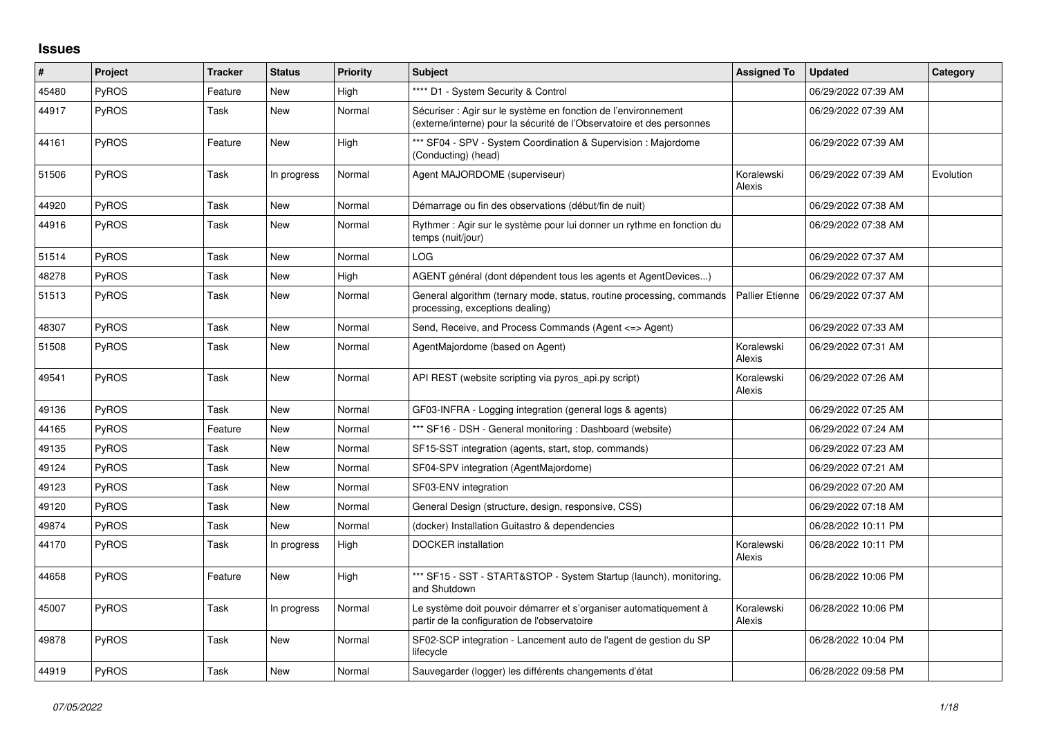## Issues

| # | Project | Tracker | Status | Priority | Subject | Assigned To | Updated | Category |
|---|---|---|---|---|---|---|---|---|
| 45480 | PyROS | Feature | New | High | **** D1 - System Security & Control | | 06/29/2022 07:39 AM | |
| 44917 | PyROS | Task | New | Normal | Sécuriser : Agir sur le système en fonction de l'environnement (externe/interne) pour la sécurité de l'Observatoire et des personnes | | 06/29/2022 07:39 AM | |
| 44161 | PyROS | Feature | New | High | *** SF04 - SPV - System Coordination & Supervision : Majordome (Conducting) (head) | | 06/29/2022 07:39 AM | |
| 51506 | PyROS | Task | In progress | Normal | Agent MAJORDOME (superviseur) | Koralewski Alexis | 06/29/2022 07:39 AM | Evolution |
| 44920 | PyROS | Task | New | Normal | Démarrage ou fin des observations (début/fin de nuit) | | 06/29/2022 07:38 AM | |
| 44916 | PyROS | Task | New | Normal | Rythmer : Agir sur le système pour lui donner un rythme en fonction du temps (nuit/jour) | | 06/29/2022 07:38 AM | |
| 51514 | PyROS | Task | New | Normal | LOG | | 06/29/2022 07:37 AM | |
| 48278 | PyROS | Task | New | High | AGENT général (dont dépendent tous les agents et AgentDevices...) | | 06/29/2022 07:37 AM | |
| 51513 | PyROS | Task | New | Normal | General algorithm (ternary mode, status, routine processing, commands processing, exceptions dealing) | Pallier Etienne | 06/29/2022 07:37 AM | |
| 48307 | PyROS | Task | New | Normal | Send, Receive, and Process Commands (Agent <=> Agent) | | 06/29/2022 07:33 AM | |
| 51508 | PyROS | Task | New | Normal | AgentMajordome (based on Agent) | Koralewski Alexis | 06/29/2022 07:31 AM | |
| 49541 | PyROS | Task | New | Normal | API REST (website scripting via pyros_api.py script) | Koralewski Alexis | 06/29/2022 07:26 AM | |
| 49136 | PyROS | Task | New | Normal | GF03-INFRA - Logging integration (general logs & agents) | | 06/29/2022 07:25 AM | |
| 44165 | PyROS | Feature | New | Normal | *** SF16 - DSH - General monitoring : Dashboard (website) | | 06/29/2022 07:24 AM | |
| 49135 | PyROS | Task | New | Normal | SF15-SST integration (agents, start, stop, commands) | | 06/29/2022 07:23 AM | |
| 49124 | PyROS | Task | New | Normal | SF04-SPV integration (AgentMajordome) | | 06/29/2022 07:21 AM | |
| 49123 | PyROS | Task | New | Normal | SF03-ENV integration | | 06/29/2022 07:20 AM | |
| 49120 | PyROS | Task | New | Normal | General Design (structure, design, responsive, CSS) | | 06/29/2022 07:18 AM | |
| 49874 | PyROS | Task | New | Normal | (docker) Installation Guitastro & dependencies | | 06/28/2022 10:11 PM | |
| 44170 | PyROS | Task | In progress | High | DOCKER installation | Koralewski Alexis | 06/28/2022 10:11 PM | |
| 44658 | PyROS | Feature | New | High | *** SF15 - SST - START&STOP - System Startup (launch), monitoring, and Shutdown | | 06/28/2022 10:06 PM | |
| 45007 | PyROS | Task | In progress | Normal | Le système doit pouvoir démarrer et s'organiser automatiquement à partir de la configuration de l'observatoire | Koralewski Alexis | 06/28/2022 10:06 PM | |
| 49878 | PyROS | Task | New | Normal | SF02-SCP integration - Lancement auto de l'agent de gestion du SP lifecycle | | 06/28/2022 10:04 PM | |
| 44919 | PyROS | Task | New | Normal | Sauvegarder (logger) les différents changements d'état | | 06/28/2022 09:58 PM | |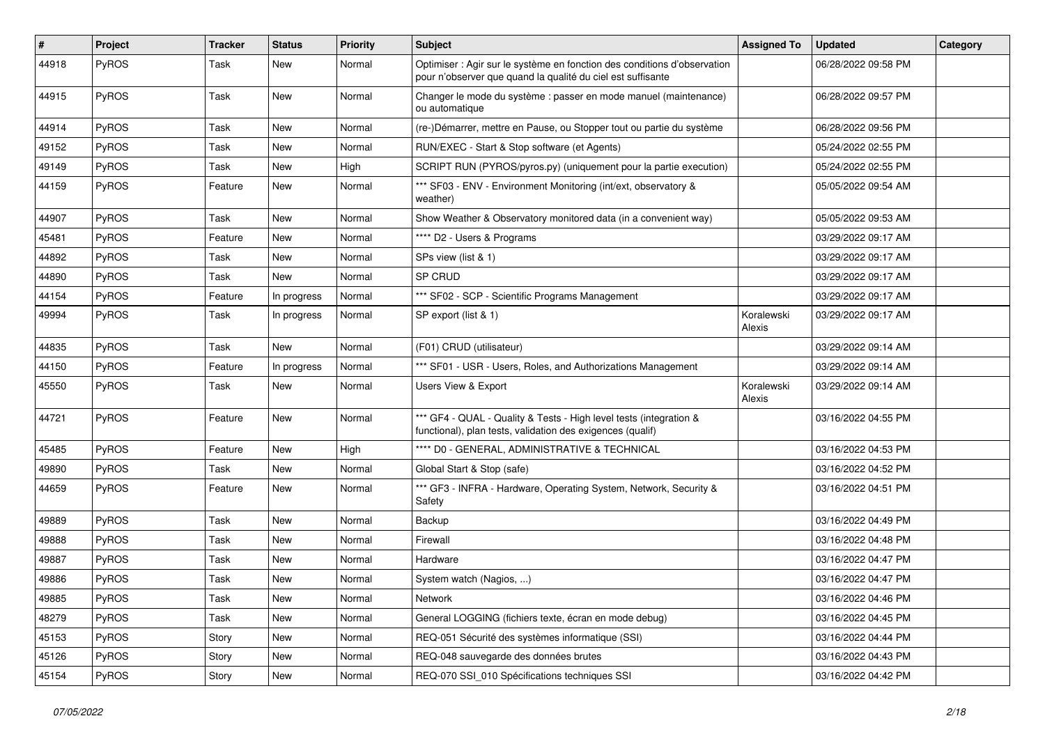| # | Project | Tracker | Status | Priority | Subject | Assigned To | Updated | Category |
|---|---|---|---|---|---|---|---|---|
| 44918 | PyROS | Task | New | Normal | Optimiser : Agir sur le système en fonction des conditions d'observation pour n'observer que quand la qualité du ciel est suffisante | | 06/28/2022 09:58 PM | |
| 44915 | PyROS | Task | New | Normal | Changer le mode du système : passer en mode manuel (maintenance) ou automatique | | 06/28/2022 09:57 PM | |
| 44914 | PyROS | Task | New | Normal | (re-)Démarrer, mettre en Pause, ou Stopper tout ou partie du système | | 06/28/2022 09:56 PM | |
| 49152 | PyROS | Task | New | Normal | RUN/EXEC - Start & Stop software (et Agents) | | 05/24/2022 02:55 PM | |
| 49149 | PyROS | Task | New | High | SCRIPT RUN (PYROS/pyros.py) (uniquement pour la partie execution) | | 05/24/2022 02:55 PM | |
| 44159 | PyROS | Feature | New | Normal | *** SF03 - ENV - Environment Monitoring (int/ext, observatory & weather) | | 05/05/2022 09:54 AM | |
| 44907 | PyROS | Task | New | Normal | Show Weather & Observatory monitored data (in a convenient way) | | 05/05/2022 09:53 AM | |
| 45481 | PyROS | Feature | New | Normal | **** D2 - Users & Programs | | 03/29/2022 09:17 AM | |
| 44892 | PyROS | Task | New | Normal | SPs view (list & 1) | | 03/29/2022 09:17 AM | |
| 44890 | PyROS | Task | New | Normal | SP CRUD | | 03/29/2022 09:17 AM | |
| 44154 | PyROS | Feature | In progress | Normal | *** SF02 - SCP - Scientific Programs Management | | 03/29/2022 09:17 AM | |
| 49994 | PyROS | Task | In progress | Normal | SP export (list & 1) | Koralewski Alexis | 03/29/2022 09:17 AM | |
| 44835 | PyROS | Task | New | Normal | (F01) CRUD (utilisateur) | | 03/29/2022 09:14 AM | |
| 44150 | PyROS | Feature | In progress | Normal | *** SF01 - USR - Users, Roles, and Authorizations Management | | 03/29/2022 09:14 AM | |
| 45550 | PyROS | Task | New | Normal | Users View & Export | Koralewski Alexis | 03/29/2022 09:14 AM | |
| 44721 | PyROS | Feature | New | Normal | *** GF4 - QUAL - Quality & Tests - High level tests (integration & functional), plan tests, validation des exigences (qualif) | | 03/16/2022 04:55 PM | |
| 45485 | PyROS | Feature | New | High | **** D0 - GENERAL, ADMINISTRATIVE & TECHNICAL | | 03/16/2022 04:53 PM | |
| 49890 | PyROS | Task | New | Normal | Global Start & Stop (safe) | | 03/16/2022 04:52 PM | |
| 44659 | PyROS | Feature | New | Normal | *** GF3 - INFRA - Hardware, Operating System, Network, Security & Safety | | 03/16/2022 04:51 PM | |
| 49889 | PyROS | Task | New | Normal | Backup | | 03/16/2022 04:49 PM | |
| 49888 | PyROS | Task | New | Normal | Firewall | | 03/16/2022 04:48 PM | |
| 49887 | PyROS | Task | New | Normal | Hardware | | 03/16/2022 04:47 PM | |
| 49886 | PyROS | Task | New | Normal | System watch (Nagios, ...) | | 03/16/2022 04:47 PM | |
| 49885 | PyROS | Task | New | Normal | Network | | 03/16/2022 04:46 PM | |
| 48279 | PyROS | Task | New | Normal | General LOGGING (fichiers texte, écran en mode debug) | | 03/16/2022 04:45 PM | |
| 45153 | PyROS | Story | New | Normal | REQ-051 Sécurité des systèmes informatique (SSI) | | 03/16/2022 04:44 PM | |
| 45126 | PyROS | Story | New | Normal | REQ-048 sauvegarde des données brutes | | 03/16/2022 04:43 PM | |
| 45154 | PyROS | Story | New | Normal | REQ-070 SSI_010 Spécifications techniques SSI | | 03/16/2022 04:42 PM | |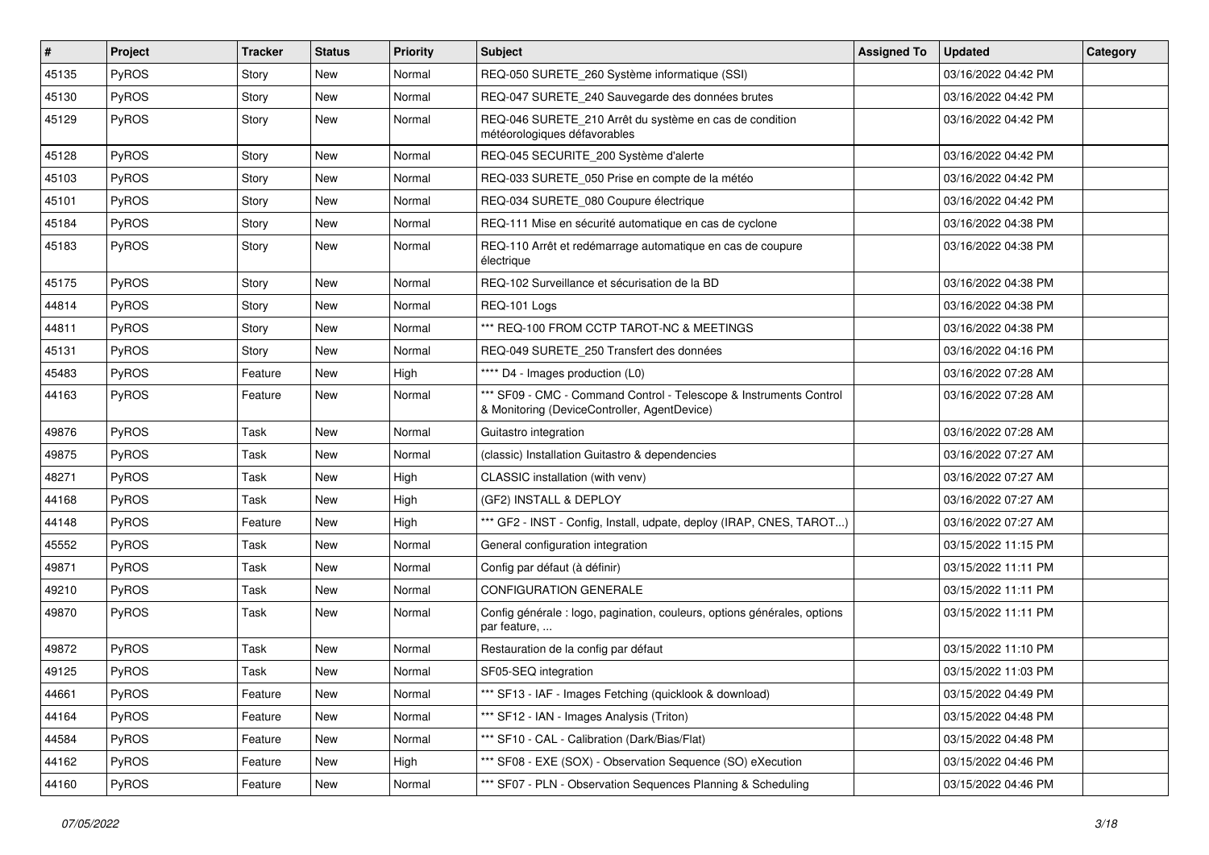| # | Project | Tracker | Status | Priority | Subject | Assigned To | Updated | Category |
|---|---|---|---|---|---|---|---|---|
| 45135 | PyROS | Story | New | Normal | REQ-050 SURETE_260 Système informatique (SSI) | | 03/16/2022 04:42 PM | |
| 45130 | PyROS | Story | New | Normal | REQ-047 SURETE_240 Sauvegarde des données brutes | | 03/16/2022 04:42 PM | |
| 45129 | PyROS | Story | New | Normal | REQ-046 SURETE_210 Arrêt du système en cas de condition météorologiques défavorables | | 03/16/2022 04:42 PM | |
| 45128 | PyROS | Story | New | Normal | REQ-045 SECURITE_200 Système d'alerte | | 03/16/2022 04:42 PM | |
| 45103 | PyROS | Story | New | Normal | REQ-033 SURETE_050 Prise en compte de la météo | | 03/16/2022 04:42 PM | |
| 45101 | PyROS | Story | New | Normal | REQ-034 SURETE_080 Coupure électrique | | 03/16/2022 04:42 PM | |
| 45184 | PyROS | Story | New | Normal | REQ-111 Mise en sécurité automatique en cas de cyclone | | 03/16/2022 04:38 PM | |
| 45183 | PyROS | Story | New | Normal | REQ-110 Arrêt et redémarrage automatique en cas de coupure électrique | | 03/16/2022 04:38 PM | |
| 45175 | PyROS | Story | New | Normal | REQ-102 Surveillance et sécurisation de la BD | | 03/16/2022 04:38 PM | |
| 44814 | PyROS | Story | New | Normal | REQ-101 Logs | | 03/16/2022 04:38 PM | |
| 44811 | PyROS | Story | New | Normal | *** REQ-100 FROM CCTP TAROT-NC & MEETINGS | | 03/16/2022 04:38 PM | |
| 45131 | PyROS | Story | New | Normal | REQ-049 SURETE_250 Transfert des données | | 03/16/2022 04:16 PM | |
| 45483 | PyROS | Feature | New | High | **** D4 - Images production (L0) | | 03/16/2022 07:28 AM | |
| 44163 | PyROS | Feature | New | Normal | *** SF09 - CMC - Command Control - Telescope & Instruments Control & Monitoring (DeviceController, AgentDevice) | | 03/16/2022 07:28 AM | |
| 49876 | PyROS | Task | New | Normal | Guitastro integration | | 03/16/2022 07:28 AM | |
| 49875 | PyROS | Task | New | Normal | (classic) Installation Guitastro & dependencies | | 03/16/2022 07:27 AM | |
| 48271 | PyROS | Task | New | High | CLASSIC installation (with venv) | | 03/16/2022 07:27 AM | |
| 44168 | PyROS | Task | New | High | (GF2) INSTALL & DEPLOY | | 03/16/2022 07:27 AM | |
| 44148 | PyROS | Feature | New | High | *** GF2 - INST - Config, Install, udpate, deploy (IRAP, CNES, TAROT...) | | 03/16/2022 07:27 AM | |
| 45552 | PyROS | Task | New | Normal | General configuration integration | | 03/15/2022 11:15 PM | |
| 49871 | PyROS | Task | New | Normal | Config par défaut (à définir) | | 03/15/2022 11:11 PM | |
| 49210 | PyROS | Task | New | Normal | CONFIGURATION GENERALE | | 03/15/2022 11:11 PM | |
| 49870 | PyROS | Task | New | Normal | Config générale : logo, pagination, couleurs, options générales, options par feature, ... | | 03/15/2022 11:11 PM | |
| 49872 | PyROS | Task | New | Normal | Restauration de la config par défaut | | 03/15/2022 11:10 PM | |
| 49125 | PyROS | Task | New | Normal | SF05-SEQ integration | | 03/15/2022 11:03 PM | |
| 44661 | PyROS | Feature | New | Normal | *** SF13 - IAF - Images Fetching (quicklook & download) | | 03/15/2022 04:49 PM | |
| 44164 | PyROS | Feature | New | Normal | *** SF12 - IAN - Images Analysis (Triton) | | 03/15/2022 04:48 PM | |
| 44584 | PyROS | Feature | New | Normal | *** SF10 - CAL - Calibration (Dark/Bias/Flat) | | 03/15/2022 04:48 PM | |
| 44162 | PyROS | Feature | New | High | *** SF08 - EXE (SOX) - Observation Sequence (SO) eXecution | | 03/15/2022 04:46 PM | |
| 44160 | PyROS | Feature | New | Normal | *** SF07 - PLN - Observation Sequences Planning & Scheduling | | 03/15/2022 04:46 PM | |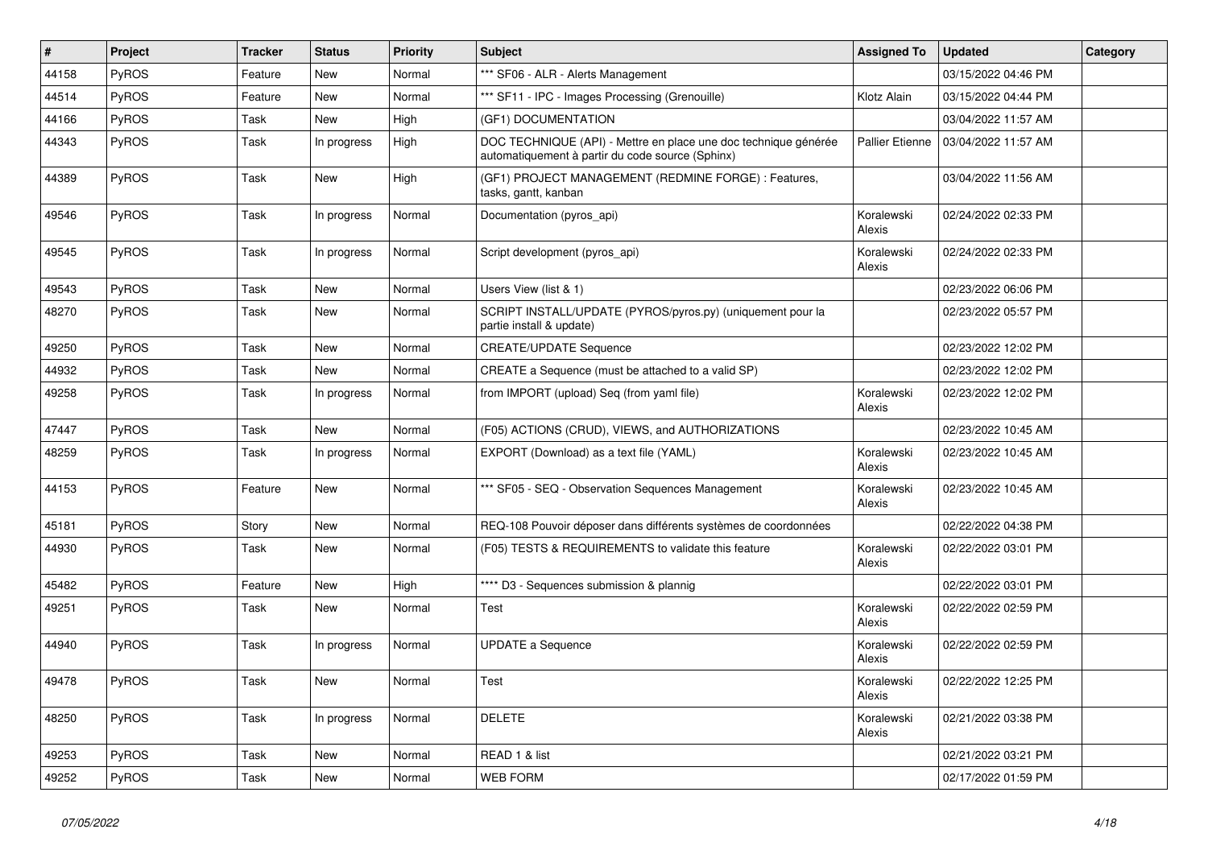| # | Project | Tracker | Status | Priority | Subject | Assigned To | Updated | Category |
|---|---|---|---|---|---|---|---|---|
| 44158 | PyROS | Feature | New | Normal | *** SF06 - ALR - Alerts Management | | 03/15/2022 04:46 PM | |
| 44514 | PyROS | Feature | New | Normal | *** SF11 - IPC - Images Processing (Grenouille) | Klotz Alain | 03/15/2022 04:44 PM | |
| 44166 | PyROS | Task | New | High | (GF1) DOCUMENTATION | | 03/04/2022 11:57 AM | |
| 44343 | PyROS | Task | In progress | High | DOC TECHNIQUE (API) - Mettre en place une doc technique générée automatiquement à partir du code source (Sphinx) | Pallier Etienne | 03/04/2022 11:57 AM | |
| 44389 | PyROS | Task | New | High | (GF1) PROJECT MANAGEMENT (REDMINE FORGE) : Features, tasks, gantt, kanban | | 03/04/2022 11:56 AM | |
| 49546 | PyROS | Task | In progress | Normal | Documentation (pyros_api) | Koralewski Alexis | 02/24/2022 02:33 PM | |
| 49545 | PyROS | Task | In progress | Normal | Script development (pyros_api) | Koralewski Alexis | 02/24/2022 02:33 PM | |
| 49543 | PyROS | Task | New | Normal | Users View (list & 1) | | 02/23/2022 06:06 PM | |
| 48270 | PyROS | Task | New | Normal | SCRIPT INSTALL/UPDATE (PYROS/pyros.py) (uniquement pour la partie install & update) | | 02/23/2022 05:57 PM | |
| 49250 | PyROS | Task | New | Normal | CREATE/UPDATE Sequence | | 02/23/2022 12:02 PM | |
| 44932 | PyROS | Task | New | Normal | CREATE a Sequence (must be attached to a valid SP) | | 02/23/2022 12:02 PM | |
| 49258 | PyROS | Task | In progress | Normal | from IMPORT (upload) Seq (from yaml file) | Koralewski Alexis | 02/23/2022 12:02 PM | |
| 47447 | PyROS | Task | New | Normal | (F05) ACTIONS (CRUD), VIEWS, and AUTHORIZATIONS | | 02/23/2022 10:45 AM | |
| 48259 | PyROS | Task | In progress | Normal | EXPORT (Download) as a text file (YAML) | Koralewski Alexis | 02/23/2022 10:45 AM | |
| 44153 | PyROS | Feature | New | Normal | *** SF05 - SEQ - Observation Sequences Management | Koralewski Alexis | 02/23/2022 10:45 AM | |
| 45181 | PyROS | Story | New | Normal | REQ-108 Pouvoir déposer dans différents systèmes de coordonnées | | 02/22/2022 04:38 PM | |
| 44930 | PyROS | Task | New | Normal | (F05) TESTS & REQUIREMENTS to validate this feature | Koralewski Alexis | 02/22/2022 03:01 PM | |
| 45482 | PyROS | Feature | New | High | **** D3 - Sequences submission & plannig | | 02/22/2022 03:01 PM | |
| 49251 | PyROS | Task | New | Normal | Test | Koralewski Alexis | 02/22/2022 02:59 PM | |
| 44940 | PyROS | Task | In progress | Normal | UPDATE a Sequence | Koralewski Alexis | 02/22/2022 02:59 PM | |
| 49478 | PyROS | Task | New | Normal | Test | Koralewski Alexis | 02/22/2022 12:25 PM | |
| 48250 | PyROS | Task | In progress | Normal | DELETE | Koralewski Alexis | 02/21/2022 03:38 PM | |
| 49253 | PyROS | Task | New | Normal | READ 1 & list | | 02/21/2022 03:21 PM | |
| 49252 | PyROS | Task | New | Normal | WEB FORM | | 02/17/2022 01:59 PM | |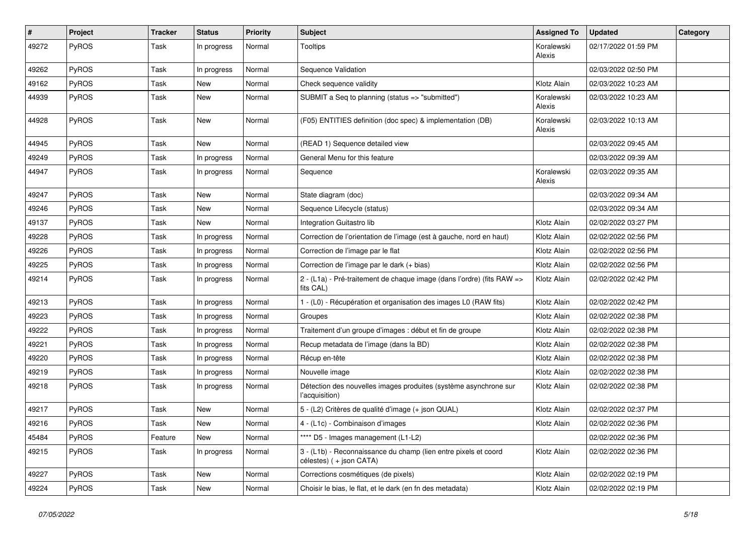| # | Project | Tracker | Status | Priority | Subject | Assigned To | Updated | Category |
|---|---|---|---|---|---|---|---|---|
| 49272 | PyROS | Task | In progress | Normal | Tooltips | Koralewski Alexis | 02/17/2022 01:59 PM | |
| 49262 | PyROS | Task | In progress | Normal | Sequence Validation | | 02/03/2022 02:50 PM | |
| 49162 | PyROS | Task | New | Normal | Check sequence validity | Klotz Alain | 02/03/2022 10:23 AM | |
| 44939 | PyROS | Task | New | Normal | SUBMIT a Seq to planning (status => "submitted") | Koralewski Alexis | 02/03/2022 10:23 AM | |
| 44928 | PyROS | Task | New | Normal | (F05) ENTITIES definition (doc spec) & implementation (DB) | Koralewski Alexis | 02/03/2022 10:13 AM | |
| 44945 | PyROS | Task | New | Normal | (READ 1) Sequence detailed view | | 02/03/2022 09:45 AM | |
| 49249 | PyROS | Task | In progress | Normal | General Menu for this feature | | 02/03/2022 09:39 AM | |
| 44947 | PyROS | Task | In progress | Normal | Sequence | Koralewski Alexis | 02/03/2022 09:35 AM | |
| 49247 | PyROS | Task | New | Normal | State diagram (doc) | | 02/03/2022 09:34 AM | |
| 49246 | PyROS | Task | New | Normal | Sequence Lifecycle (status) | | 02/03/2022 09:34 AM | |
| 49137 | PyROS | Task | New | Normal | Integration Guitastro lib | Klotz Alain | 02/02/2022 03:27 PM | |
| 49228 | PyROS | Task | In progress | Normal | Correction de l'orientation de l'image (est à gauche, nord en haut) | Klotz Alain | 02/02/2022 02:56 PM | |
| 49226 | PyROS | Task | In progress | Normal | Correction de l'image par le flat | Klotz Alain | 02/02/2022 02:56 PM | |
| 49225 | PyROS | Task | In progress | Normal | Correction de l'image par le dark (+ bias) | Klotz Alain | 02/02/2022 02:56 PM | |
| 49214 | PyROS | Task | In progress | Normal | 2 - (L1a) - Pré-traitement de chaque image (dans l'ordre) (fits RAW => fits CAL) | Klotz Alain | 02/02/2022 02:42 PM | |
| 49213 | PyROS | Task | In progress | Normal | 1 - (L0) - Récupération et organisation des images L0 (RAW fits) | Klotz Alain | 02/02/2022 02:42 PM | |
| 49223 | PyROS | Task | In progress | Normal | Groupes | Klotz Alain | 02/02/2022 02:38 PM | |
| 49222 | PyROS | Task | In progress | Normal | Traitement d'un groupe d'images : début et fin de groupe | Klotz Alain | 02/02/2022 02:38 PM | |
| 49221 | PyROS | Task | In progress | Normal | Recup metadata de l'image (dans la BD) | Klotz Alain | 02/02/2022 02:38 PM | |
| 49220 | PyROS | Task | In progress | Normal | Récup en-tête | Klotz Alain | 02/02/2022 02:38 PM | |
| 49219 | PyROS | Task | In progress | Normal | Nouvelle image | Klotz Alain | 02/02/2022 02:38 PM | |
| 49218 | PyROS | Task | In progress | Normal | Détection des nouvelles images produites (système asynchrone sur l'acquisition) | Klotz Alain | 02/02/2022 02:38 PM | |
| 49217 | PyROS | Task | New | Normal | 5 - (L2) Critères de qualité d'image (+ json QUAL) | Klotz Alain | 02/02/2022 02:37 PM | |
| 49216 | PyROS | Task | New | Normal | 4 - (L1c) - Combinaison d'images | Klotz Alain | 02/02/2022 02:36 PM | |
| 45484 | PyROS | Feature | New | Normal | **** D5 - Images management (L1-L2) | | 02/02/2022 02:36 PM | |
| 49215 | PyROS | Task | In progress | Normal | 3 - (L1b) - Reconnaissance du champ (lien entre pixels et coord célestes) ( + json CATA) | Klotz Alain | 02/02/2022 02:36 PM | |
| 49227 | PyROS | Task | New | Normal | Corrections cosmétiques (de pixels) | Klotz Alain | 02/02/2022 02:19 PM | |
| 49224 | PyROS | Task | New | Normal | Choisir le bias, le flat, et le dark (en fn des metadata) | Klotz Alain | 02/02/2022 02:19 PM | |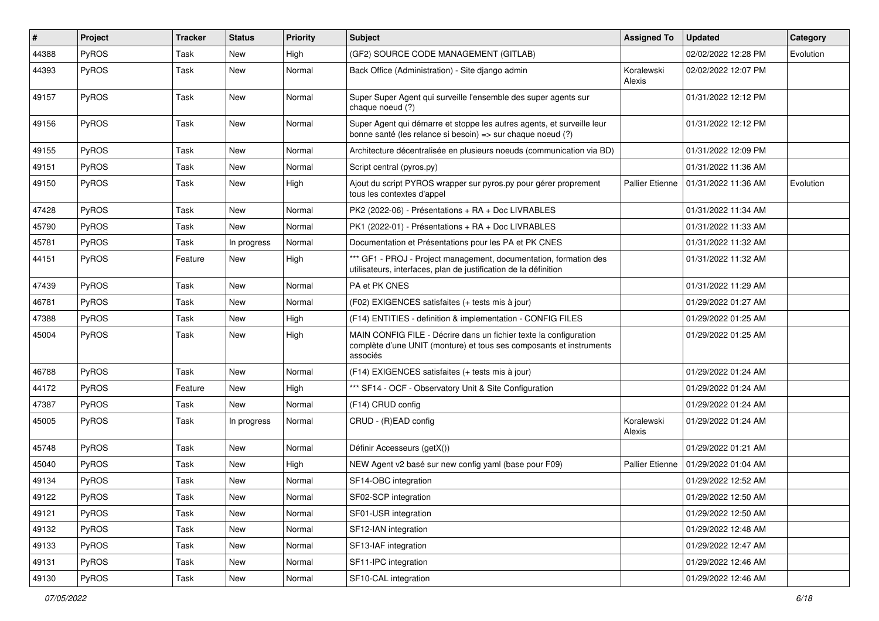| # | Project | Tracker | Status | Priority | Subject | Assigned To | Updated | Category |
|---|---|---|---|---|---|---|---|---|
| 44388 | PyROS | Task | New | High | (GF2) SOURCE CODE MANAGEMENT (GITLAB) | | 02/02/2022 12:28 PM | Evolution |
| 44393 | PyROS | Task | New | Normal | Back Office (Administration) - Site django admin | Koralewski Alexis | 02/02/2022 12:07 PM | |
| 49157 | PyROS | Task | New | Normal | Super Super Agent qui surveille l'ensemble des super agents sur chaque noeud (?) | | 01/31/2022 12:12 PM | |
| 49156 | PyROS | Task | New | Normal | Super Agent qui démarre et stoppe les autres agents, et surveille leur bonne santé (les relance si besoin) => sur chaque noeud (?) | | 01/31/2022 12:12 PM | |
| 49155 | PyROS | Task | New | Normal | Architecture décentralisée en plusieurs noeuds (communication via BD) | | 01/31/2022 12:09 PM | |
| 49151 | PyROS | Task | New | Normal | Script central (pyros.py) | | 01/31/2022 11:36 AM | |
| 49150 | PyROS | Task | New | High | Ajout du script PYROS wrapper sur pyros.py pour gérer proprement tous les contextes d'appel | Pallier Etienne | 01/31/2022 11:36 AM | Evolution |
| 47428 | PyROS | Task | New | Normal | PK2 (2022-06) - Présentations + RA + Doc LIVRABLES | | 01/31/2022 11:34 AM | |
| 45790 | PyROS | Task | New | Normal | PK1 (2022-01) - Présentations + RA + Doc LIVRABLES | | 01/31/2022 11:33 AM | |
| 45781 | PyROS | Task | In progress | Normal | Documentation et Présentations pour les PA et PK CNES | | 01/31/2022 11:32 AM | |
| 44151 | PyROS | Feature | New | High | *** GF1 - PROJ - Project management, documentation, formation des utilisateurs, interfaces, plan de justification de la définition | | 01/31/2022 11:32 AM | |
| 47439 | PyROS | Task | New | Normal | PA et PK CNES | | 01/31/2022 11:29 AM | |
| 46781 | PyROS | Task | New | Normal | (F02) EXIGENCES satisfaites (+ tests mis à jour) | | 01/29/2022 01:27 AM | |
| 47388 | PyROS | Task | New | High | (F14) ENTITIES - definition & implementation - CONFIG FILES | | 01/29/2022 01:25 AM | |
| 45004 | PyROS | Task | New | High | MAIN CONFIG FILE - Décrire dans un fichier texte la configuration complète d'une UNIT (monture) et tous ses composants et instruments associés | | 01/29/2022 01:25 AM | |
| 46788 | PyROS | Task | New | Normal | (F14) EXIGENCES satisfaites (+ tests mis à jour) | | 01/29/2022 01:24 AM | |
| 44172 | PyROS | Feature | New | High | *** SF14 - OCF - Observatory Unit & Site Configuration | | 01/29/2022 01:24 AM | |
| 47387 | PyROS | Task | New | Normal | (F14) CRUD config | | 01/29/2022 01:24 AM | |
| 45005 | PyROS | Task | In progress | Normal | CRUD - (R)EAD config | Koralewski Alexis | 01/29/2022 01:24 AM | |
| 45748 | PyROS | Task | New | Normal | Définir Accesseurs (getX()) | | 01/29/2022 01:21 AM | |
| 45040 | PyROS | Task | New | High | NEW Agent v2 basé sur new config yaml (base pour F09) | Pallier Etienne | 01/29/2022 01:04 AM | |
| 49134 | PyROS | Task | New | Normal | SF14-OBC integration | | 01/29/2022 12:52 AM | |
| 49122 | PyROS | Task | New | Normal | SF02-SCP integration | | 01/29/2022 12:50 AM | |
| 49121 | PyROS | Task | New | Normal | SF01-USR integration | | 01/29/2022 12:50 AM | |
| 49132 | PyROS | Task | New | Normal | SF12-IAN integration | | 01/29/2022 12:48 AM | |
| 49133 | PyROS | Task | New | Normal | SF13-IAF integration | | 01/29/2022 12:47 AM | |
| 49131 | PyROS | Task | New | Normal | SF11-IPC integration | | 01/29/2022 12:46 AM | |
| 49130 | PyROS | Task | New | Normal | SF10-CAL integration | | 01/29/2022 12:46 AM | |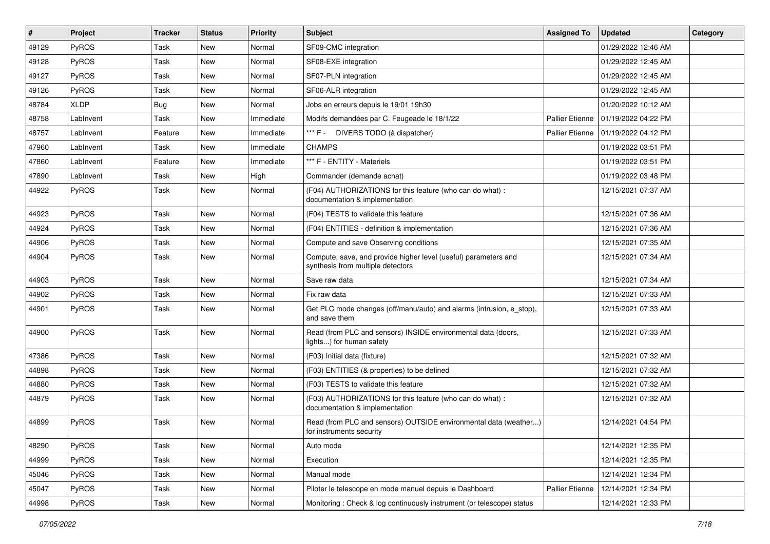| # | Project | Tracker | Status | Priority | Subject | Assigned To | Updated | Category |
|---|---|---|---|---|---|---|---|---|
| 49129 | PyROS | Task | New | Normal | SF09-CMC integration | | 01/29/2022 12:46 AM | |
| 49128 | PyROS | Task | New | Normal | SF08-EXE integration | | 01/29/2022 12:45 AM | |
| 49127 | PyROS | Task | New | Normal | SF07-PLN integration | | 01/29/2022 12:45 AM | |
| 49126 | PyROS | Task | New | Normal | SF06-ALR integration | | 01/29/2022 12:45 AM | |
| 48784 | XLDP | Bug | New | Normal | Jobs en erreurs depuis le 19/01 19h30 | | 01/20/2022 10:12 AM | |
| 48758 | LabInvent | Task | New | Immediate | Modifs demandées par C. Feugeade le 18/1/22 | Pallier Etienne | 01/19/2022 04:22 PM | |
| 48757 | LabInvent | Feature | New | Immediate | *** F - DIVERS TODO (à dispatcher) | Pallier Etienne | 01/19/2022 04:12 PM | |
| 47960 | LabInvent | Task | New | Immediate | CHAMPS | | 01/19/2022 03:51 PM | |
| 47860 | LabInvent | Feature | New | Immediate | *** F - ENTITY - Materiels | | 01/19/2022 03:51 PM | |
| 47890 | LabInvent | Task | New | High | Commander (demande achat) | | 01/19/2022 03:48 PM | |
| 44922 | PyROS | Task | New | Normal | (F04) AUTHORIZATIONS for this feature (who can do what) : documentation & implementation | | 12/15/2021 07:37 AM | |
| 44923 | PyROS | Task | New | Normal | (F04) TESTS to validate this feature | | 12/15/2021 07:36 AM | |
| 44924 | PyROS | Task | New | Normal | (F04) ENTITIES - definition & implementation | | 12/15/2021 07:36 AM | |
| 44906 | PyROS | Task | New | Normal | Compute and save Observing conditions | | 12/15/2021 07:35 AM | |
| 44904 | PyROS | Task | New | Normal | Compute, save, and provide higher level (useful) parameters and synthesis from multiple detectors | | 12/15/2021 07:34 AM | |
| 44903 | PyROS | Task | New | Normal | Save raw data | | 12/15/2021 07:34 AM | |
| 44902 | PyROS | Task | New | Normal | Fix raw data | | 12/15/2021 07:33 AM | |
| 44901 | PyROS | Task | New | Normal | Get PLC mode changes (off/manu/auto) and alarms (intrusion, e_stop), and save them | | 12/15/2021 07:33 AM | |
| 44900 | PyROS | Task | New | Normal | Read (from PLC and sensors) INSIDE environmental data (doors, lights...) for human safety | | 12/15/2021 07:33 AM | |
| 47386 | PyROS | Task | New | Normal | (F03) Initial data (fixture) | | 12/15/2021 07:32 AM | |
| 44898 | PyROS | Task | New | Normal | (F03) ENTITIES (& properties) to be defined | | 12/15/2021 07:32 AM | |
| 44880 | PyROS | Task | New | Normal | (F03) TESTS to validate this feature | | 12/15/2021 07:32 AM | |
| 44879 | PyROS | Task | New | Normal | (F03) AUTHORIZATIONS for this feature (who can do what) : documentation & implementation | | 12/15/2021 07:32 AM | |
| 44899 | PyROS | Task | New | Normal | Read (from PLC and sensors) OUTSIDE environmental data (weather...) for instruments security | | 12/14/2021 04:54 PM | |
| 48290 | PyROS | Task | New | Normal | Auto mode | | 12/14/2021 12:35 PM | |
| 44999 | PyROS | Task | New | Normal | Execution | | 12/14/2021 12:35 PM | |
| 45046 | PyROS | Task | New | Normal | Manual mode | | 12/14/2021 12:34 PM | |
| 45047 | PyROS | Task | New | Normal | Piloter le telescope en mode manuel depuis le Dashboard | Pallier Etienne | 12/14/2021 12:34 PM | |
| 44998 | PyROS | Task | New | Normal | Monitoring : Check & log continuously instrument (or telescope) status | | 12/14/2021 12:33 PM | |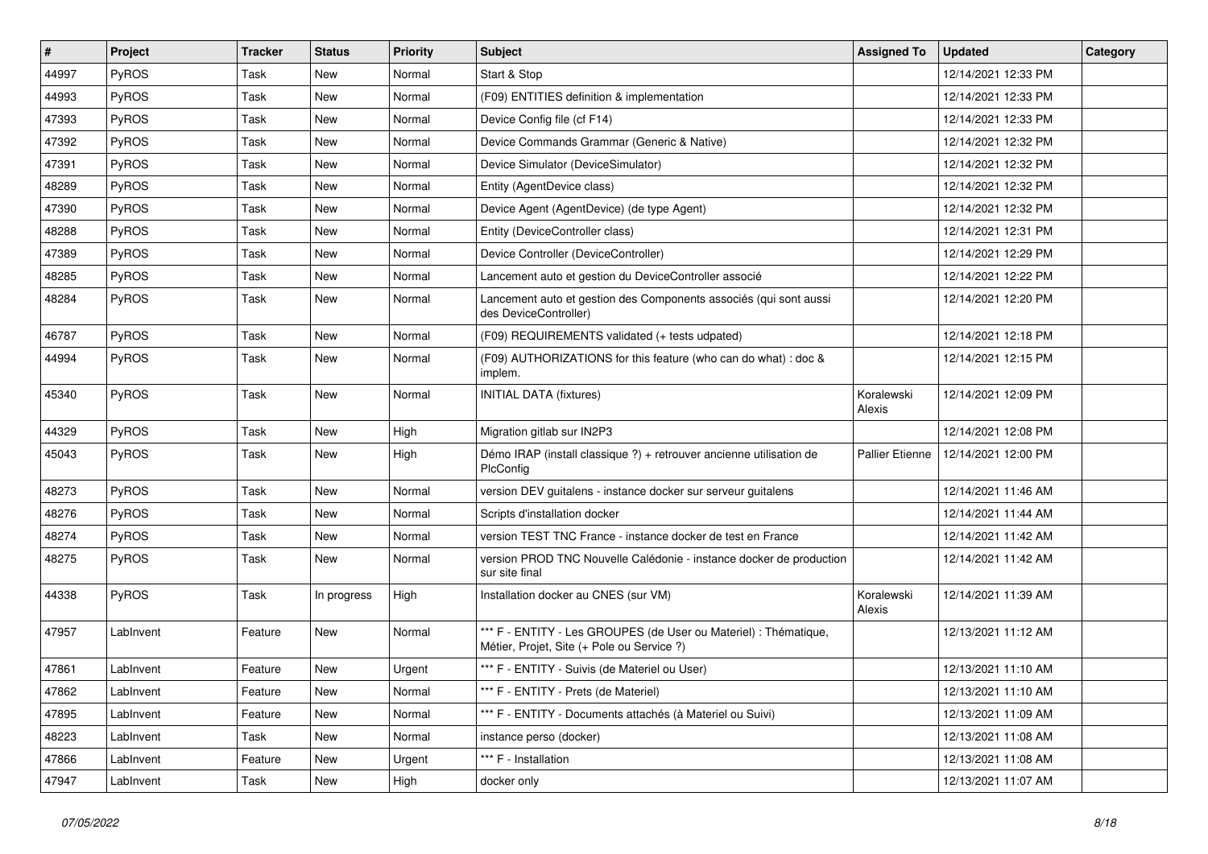| # | Project | Tracker | Status | Priority | Subject | Assigned To | Updated | Category |
|---|---|---|---|---|---|---|---|---|
| 44997 | PyROS | Task | New | Normal | Start & Stop | | 12/14/2021 12:33 PM | |
| 44993 | PyROS | Task | New | Normal | (F09) ENTITIES definition & implementation | | 12/14/2021 12:33 PM | |
| 47393 | PyROS | Task | New | Normal | Device Config file (cf F14) | | 12/14/2021 12:33 PM | |
| 47392 | PyROS | Task | New | Normal | Device Commands Grammar (Generic & Native) | | 12/14/2021 12:32 PM | |
| 47391 | PyROS | Task | New | Normal | Device Simulator (DeviceSimulator) | | 12/14/2021 12:32 PM | |
| 48289 | PyROS | Task | New | Normal | Entity (AgentDevice class) | | 12/14/2021 12:32 PM | |
| 47390 | PyROS | Task | New | Normal | Device Agent (AgentDevice) (de type Agent) | | 12/14/2021 12:32 PM | |
| 48288 | PyROS | Task | New | Normal | Entity (DeviceController class) | | 12/14/2021 12:31 PM | |
| 47389 | PyROS | Task | New | Normal | Device Controller (DeviceController) | | 12/14/2021 12:29 PM | |
| 48285 | PyROS | Task | New | Normal | Lancement auto et gestion du DeviceController associé | | 12/14/2021 12:22 PM | |
| 48284 | PyROS | Task | New | Normal | Lancement auto et gestion des Components associés (qui sont aussi des DeviceController) | | 12/14/2021 12:20 PM | |
| 46787 | PyROS | Task | New | Normal | (F09) REQUIREMENTS validated (+ tests udpated) | | 12/14/2021 12:18 PM | |
| 44994 | PyROS | Task | New | Normal | (F09) AUTHORIZATIONS for this feature (who can do what) : doc & implem. | | 12/14/2021 12:15 PM | |
| 45340 | PyROS | Task | New | Normal | INITIAL DATA (fixtures) | Koralewski Alexis | 12/14/2021 12:09 PM | |
| 44329 | PyROS | Task | New | High | Migration gitlab sur IN2P3 | | 12/14/2021 12:08 PM | |
| 45043 | PyROS | Task | New | High | Démo IRAP (install classique ?) + retrouver ancienne utilisation de PlcConfig | Pallier Etienne | 12/14/2021 12:00 PM | |
| 48273 | PyROS | Task | New | Normal | version DEV guitalens - instance docker sur serveur guitalens | | 12/14/2021 11:46 AM | |
| 48276 | PyROS | Task | New | Normal | Scripts d'installation docker | | 12/14/2021 11:44 AM | |
| 48274 | PyROS | Task | New | Normal | version TEST TNC France - instance docker de test en France | | 12/14/2021 11:42 AM | |
| 48275 | PyROS | Task | New | Normal | version PROD TNC Nouvelle Calédonie - instance docker de production sur site final | | 12/14/2021 11:42 AM | |
| 44338 | PyROS | Task | In progress | High | Installation docker au CNES (sur VM) | Koralewski Alexis | 12/14/2021 11:39 AM | |
| 47957 | LabInvent | Feature | New | Normal | *** F - ENTITY - Les GROUPES (de User ou Materiel) : Thématique, Métier, Projet, Site (+ Pole ou Service ?) | | 12/13/2021 11:12 AM | |
| 47861 | LabInvent | Feature | New | Urgent | *** F - ENTITY - Suivis (de Materiel ou User) | | 12/13/2021 11:10 AM | |
| 47862 | LabInvent | Feature | New | Normal | *** F - ENTITY - Prets (de Materiel) | | 12/13/2021 11:10 AM | |
| 47895 | LabInvent | Feature | New | Normal | *** F - ENTITY - Documents attachés (à Materiel ou Suivi) | | 12/13/2021 11:09 AM | |
| 48223 | LabInvent | Task | New | Normal | instance perso (docker) | | 12/13/2021 11:08 AM | |
| 47866 | LabInvent | Feature | New | Urgent | *** F - Installation | | 12/13/2021 11:08 AM | |
| 47947 | LabInvent | Task | New | High | docker only | | 12/13/2021 11:07 AM | |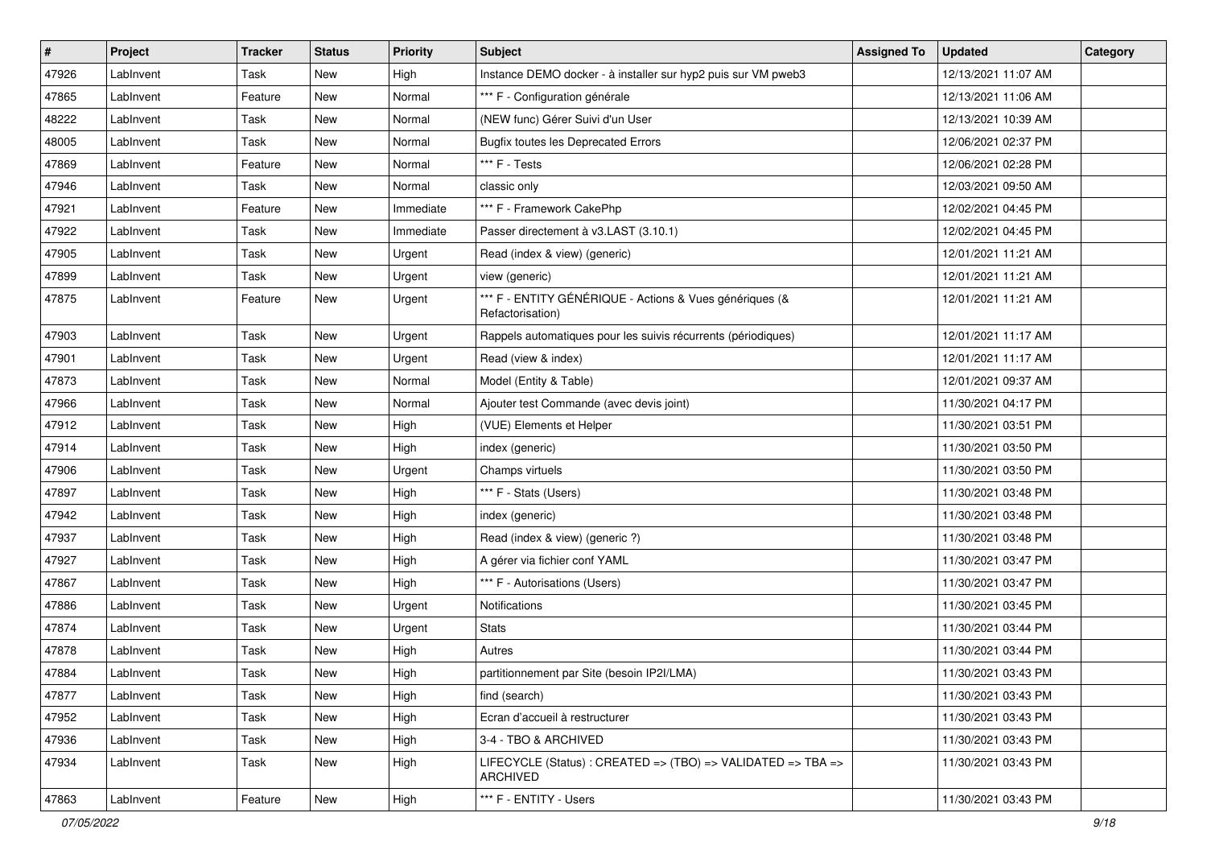| # | Project | Tracker | Status | Priority | Subject | Assigned To | Updated | Category |
|---|---|---|---|---|---|---|---|---|
| 47926 | LabInvent | Task | New | High | Instance DEMO docker - à installer sur hyp2 puis sur VM pweb3 | | 12/13/2021 11:07 AM | |
| 47865 | LabInvent | Feature | New | Normal | *** F - Configuration générale | | 12/13/2021 11:06 AM | |
| 48222 | LabInvent | Task | New | Normal | (NEW func) Gérer Suivi d'un User | | 12/13/2021 10:39 AM | |
| 48005 | LabInvent | Task | New | Normal | Bugfix toutes les Deprecated Errors | | 12/06/2021 02:37 PM | |
| 47869 | LabInvent | Feature | New | Normal | *** F - Tests | | 12/06/2021 02:28 PM | |
| 47946 | LabInvent | Task | New | Normal | classic only | | 12/03/2021 09:50 AM | |
| 47921 | LabInvent | Feature | New | Immediate | *** F - Framework CakePhp | | 12/02/2021 04:45 PM | |
| 47922 | LabInvent | Task | New | Immediate | Passer directement à v3.LAST (3.10.1) | | 12/02/2021 04:45 PM | |
| 47905 | LabInvent | Task | New | Urgent | Read (index & view) (generic) | | 12/01/2021 11:21 AM | |
| 47899 | LabInvent | Task | New | Urgent | view (generic) | | 12/01/2021 11:21 AM | |
| 47875 | LabInvent | Feature | New | Urgent | *** F - ENTITY GÉNÉRIQUE - Actions & Vues génériques (& Refactorisation) | | 12/01/2021 11:21 AM | |
| 47903 | LabInvent | Task | New | Urgent | Rappels automatiques pour les suivis récurrents (périodiques) | | 12/01/2021 11:17 AM | |
| 47901 | LabInvent | Task | New | Urgent | Read (view & index) | | 12/01/2021 11:17 AM | |
| 47873 | LabInvent | Task | New | Normal | Model (Entity & Table) | | 12/01/2021 09:37 AM | |
| 47966 | LabInvent | Task | New | Normal | Ajouter test Commande (avec devis joint) | | 11/30/2021 04:17 PM | |
| 47912 | LabInvent | Task | New | High | (VUE) Elements et Helper | | 11/30/2021 03:51 PM | |
| 47914 | LabInvent | Task | New | High | index (generic) | | 11/30/2021 03:50 PM | |
| 47906 | LabInvent | Task | New | Urgent | Champs virtuels | | 11/30/2021 03:50 PM | |
| 47897 | LabInvent | Task | New | High | *** F - Stats (Users) | | 11/30/2021 03:48 PM | |
| 47942 | LabInvent | Task | New | High | index (generic) | | 11/30/2021 03:48 PM | |
| 47937 | LabInvent | Task | New | High | Read (index & view) (generic ?) | | 11/30/2021 03:48 PM | |
| 47927 | LabInvent | Task | New | High | A gérer via fichier conf YAML | | 11/30/2021 03:47 PM | |
| 47867 | LabInvent | Task | New | High | *** F - Autorisations (Users) | | 11/30/2021 03:47 PM | |
| 47886 | LabInvent | Task | New | Urgent | Notifications | | 11/30/2021 03:45 PM | |
| 47874 | LabInvent | Task | New | Urgent | Stats | | 11/30/2021 03:44 PM | |
| 47878 | LabInvent | Task | New | High | Autres | | 11/30/2021 03:44 PM | |
| 47884 | LabInvent | Task | New | High | partitionnement par Site (besoin IP2I/LMA) | | 11/30/2021 03:43 PM | |
| 47877 | LabInvent | Task | New | High | find (search) | | 11/30/2021 03:43 PM | |
| 47952 | LabInvent | Task | New | High | Ecran d'accueil à restructurer | | 11/30/2021 03:43 PM | |
| 47936 | LabInvent | Task | New | High | 3-4 - TBO & ARCHIVED | | 11/30/2021 03:43 PM | |
| 47934 | LabInvent | Task | New | High | LIFECYCLE (Status) : CREATED => (TBO) => VALIDATED => TBA => ARCHIVED | | 11/30/2021 03:43 PM | |
| 47863 | LabInvent | Feature | New | High | *** F - ENTITY - Users | | 11/30/2021 03:43 PM | |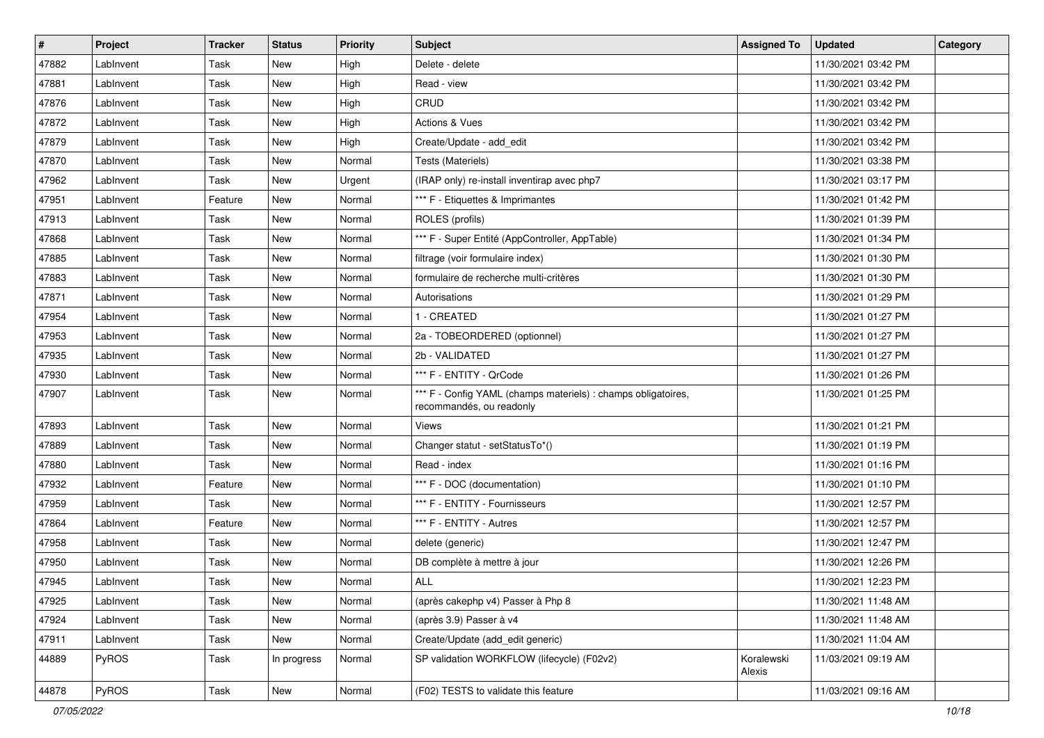| # | Project | Tracker | Status | Priority | Subject | Assigned To | Updated | Category |
|---|---|---|---|---|---|---|---|---|
| 47882 | LabInvent | Task | New | High | Delete - delete | | 11/30/2021 03:42 PM | |
| 47881 | LabInvent | Task | New | High | Read - view | | 11/30/2021 03:42 PM | |
| 47876 | LabInvent | Task | New | High | CRUD | | 11/30/2021 03:42 PM | |
| 47872 | LabInvent | Task | New | High | Actions & Vues | | 11/30/2021 03:42 PM | |
| 47879 | LabInvent | Task | New | High | Create/Update - add_edit | | 11/30/2021 03:42 PM | |
| 47870 | LabInvent | Task | New | Normal | Tests (Materiels) | | 11/30/2021 03:38 PM | |
| 47962 | LabInvent | Task | New | Urgent | (IRAP only) re-install inventirap avec php7 | | 11/30/2021 03:17 PM | |
| 47951 | LabInvent | Feature | New | Normal | *** F - Etiquettes & Imprimantes | | 11/30/2021 01:42 PM | |
| 47913 | LabInvent | Task | New | Normal | ROLES (profils) | | 11/30/2021 01:39 PM | |
| 47868 | LabInvent | Task | New | Normal | *** F - Super Entité (AppController, AppTable) | | 11/30/2021 01:34 PM | |
| 47885 | LabInvent | Task | New | Normal | filtrage (voir formulaire index) | | 11/30/2021 01:30 PM | |
| 47883 | LabInvent | Task | New | Normal | formulaire de recherche multi-critères | | 11/30/2021 01:30 PM | |
| 47871 | LabInvent | Task | New | Normal | Autorisations | | 11/30/2021 01:29 PM | |
| 47954 | LabInvent | Task | New | Normal | 1 - CREATED | | 11/30/2021 01:27 PM | |
| 47953 | LabInvent | Task | New | Normal | 2a - TOBEORDERED (optionnel) | | 11/30/2021 01:27 PM | |
| 47935 | LabInvent | Task | New | Normal | 2b - VALIDATED | | 11/30/2021 01:27 PM | |
| 47930 | LabInvent | Task | New | Normal | *** F - ENTITY - QrCode | | 11/30/2021 01:26 PM | |
| 47907 | LabInvent | Task | New | Normal | *** F - Config YAML (champs materiels) : champs obligatoires, recommandés, ou readonly | | 11/30/2021 01:25 PM | |
| 47893 | LabInvent | Task | New | Normal | Views | | 11/30/2021 01:21 PM | |
| 47889 | LabInvent | Task | New | Normal | Changer statut - setStatusTo*() | | 11/30/2021 01:19 PM | |
| 47880 | LabInvent | Task | New | Normal | Read - index | | 11/30/2021 01:16 PM | |
| 47932 | LabInvent | Feature | New | Normal | *** F - DOC (documentation) | | 11/30/2021 01:10 PM | |
| 47959 | LabInvent | Task | New | Normal | *** F - ENTITY - Fournisseurs | | 11/30/2021 12:57 PM | |
| 47864 | LabInvent | Feature | New | Normal | *** F - ENTITY - Autres | | 11/30/2021 12:57 PM | |
| 47958 | LabInvent | Task | New | Normal | delete (generic) | | 11/30/2021 12:47 PM | |
| 47950 | LabInvent | Task | New | Normal | DB complète à mettre à jour | | 11/30/2021 12:26 PM | |
| 47945 | LabInvent | Task | New | Normal | ALL | | 11/30/2021 12:23 PM | |
| 47925 | LabInvent | Task | New | Normal | (après cakephp v4) Passer à Php 8 | | 11/30/2021 11:48 AM | |
| 47924 | LabInvent | Task | New | Normal | (après 3.9) Passer à v4 | | 11/30/2021 11:48 AM | |
| 47911 | LabInvent | Task | New | Normal | Create/Update (add_edit generic) | | 11/30/2021 11:04 AM | |
| 44889 | PyROS | Task | In progress | Normal | SP validation WORKFLOW (lifecycle) (F02v2) | Koralewski Alexis | 11/03/2021 09:19 AM | |
| 44878 | PyROS | Task | New | Normal | (F02) TESTS to validate this feature | | 11/03/2021 09:16 AM | |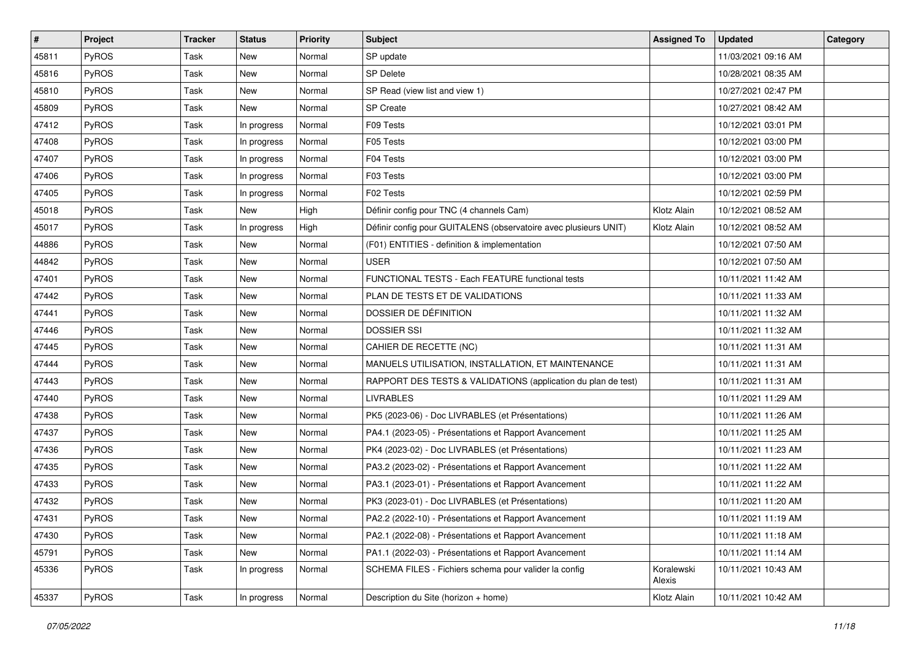| # | Project | Tracker | Status | Priority | Subject | Assigned To | Updated | Category |
|---|---|---|---|---|---|---|---|---|
| 45811 | PyROS | Task | New | Normal | SP update | | 11/03/2021 09:16 AM | |
| 45816 | PyROS | Task | New | Normal | SP Delete | | 10/28/2021 08:35 AM | |
| 45810 | PyROS | Task | New | Normal | SP Read (view list and view 1) | | 10/27/2021 02:47 PM | |
| 45809 | PyROS | Task | New | Normal | SP Create | | 10/27/2021 08:42 AM | |
| 47412 | PyROS | Task | In progress | Normal | F09 Tests | | 10/12/2021 03:01 PM | |
| 47408 | PyROS | Task | In progress | Normal | F05 Tests | | 10/12/2021 03:00 PM | |
| 47407 | PyROS | Task | In progress | Normal | F04 Tests | | 10/12/2021 03:00 PM | |
| 47406 | PyROS | Task | In progress | Normal | F03 Tests | | 10/12/2021 03:00 PM | |
| 47405 | PyROS | Task | In progress | Normal | F02 Tests | | 10/12/2021 02:59 PM | |
| 45018 | PyROS | Task | New | High | Définir config pour TNC (4 channels Cam) | Klotz Alain | 10/12/2021 08:52 AM | |
| 45017 | PyROS | Task | In progress | High | Définir config pour GUITALENS (observatoire avec plusieurs UNIT) | Klotz Alain | 10/12/2021 08:52 AM | |
| 44886 | PyROS | Task | New | Normal | (F01) ENTITIES - definition & implementation | | 10/12/2021 07:50 AM | |
| 44842 | PyROS | Task | New | Normal | USER | | 10/12/2021 07:50 AM | |
| 47401 | PyROS | Task | New | Normal | FUNCTIONAL TESTS - Each FEATURE functional tests | | 10/11/2021 11:42 AM | |
| 47442 | PyROS | Task | New | Normal | PLAN DE TESTS ET DE VALIDATIONS | | 10/11/2021 11:33 AM | |
| 47441 | PyROS | Task | New | Normal | DOSSIER DE DÉFINITION | | 10/11/2021 11:32 AM | |
| 47446 | PyROS | Task | New | Normal | DOSSIER SSI | | 10/11/2021 11:32 AM | |
| 47445 | PyROS | Task | New | Normal | CAHIER DE RECETTE (NC) | | 10/11/2021 11:31 AM | |
| 47444 | PyROS | Task | New | Normal | MANUELS UTILISATION, INSTALLATION, ET MAINTENANCE | | 10/11/2021 11:31 AM | |
| 47443 | PyROS | Task | New | Normal | RAPPORT DES TESTS & VALIDATIONS (application du plan de test) | | 10/11/2021 11:31 AM | |
| 47440 | PyROS | Task | New | Normal | LIVRABLES | | 10/11/2021 11:29 AM | |
| 47438 | PyROS | Task | New | Normal | PK5 (2023-06) - Doc LIVRABLES (et Présentations) | | 10/11/2021 11:26 AM | |
| 47437 | PyROS | Task | New | Normal | PA4.1 (2023-05) - Présentations et Rapport Avancement | | 10/11/2021 11:25 AM | |
| 47436 | PyROS | Task | New | Normal | PK4 (2023-02) - Doc LIVRABLES (et Présentations) | | 10/11/2021 11:23 AM | |
| 47435 | PyROS | Task | New | Normal | PA3.2 (2023-02) - Présentations et Rapport Avancement | | 10/11/2021 11:22 AM | |
| 47433 | PyROS | Task | New | Normal | PA3.1 (2023-01) - Présentations et Rapport Avancement | | 10/11/2021 11:22 AM | |
| 47432 | PyROS | Task | New | Normal | PK3 (2023-01) - Doc LIVRABLES (et Présentations) | | 10/11/2021 11:20 AM | |
| 47431 | PyROS | Task | New | Normal | PA2.2 (2022-10) - Présentations et Rapport Avancement | | 10/11/2021 11:19 AM | |
| 47430 | PyROS | Task | New | Normal | PA2.1 (2022-08) - Présentations et Rapport Avancement | | 10/11/2021 11:18 AM | |
| 45791 | PyROS | Task | New | Normal | PA1.1 (2022-03) - Présentations et Rapport Avancement | | 10/11/2021 11:14 AM | |
| 45336 | PyROS | Task | In progress | Normal | SCHEMA FILES - Fichiers schema pour valider la config | Koralewski Alexis | 10/11/2021 10:43 AM | |
| 45337 | PyROS | Task | In progress | Normal | Description du Site (horizon + home) | Klotz Alain | 10/11/2021 10:42 AM | |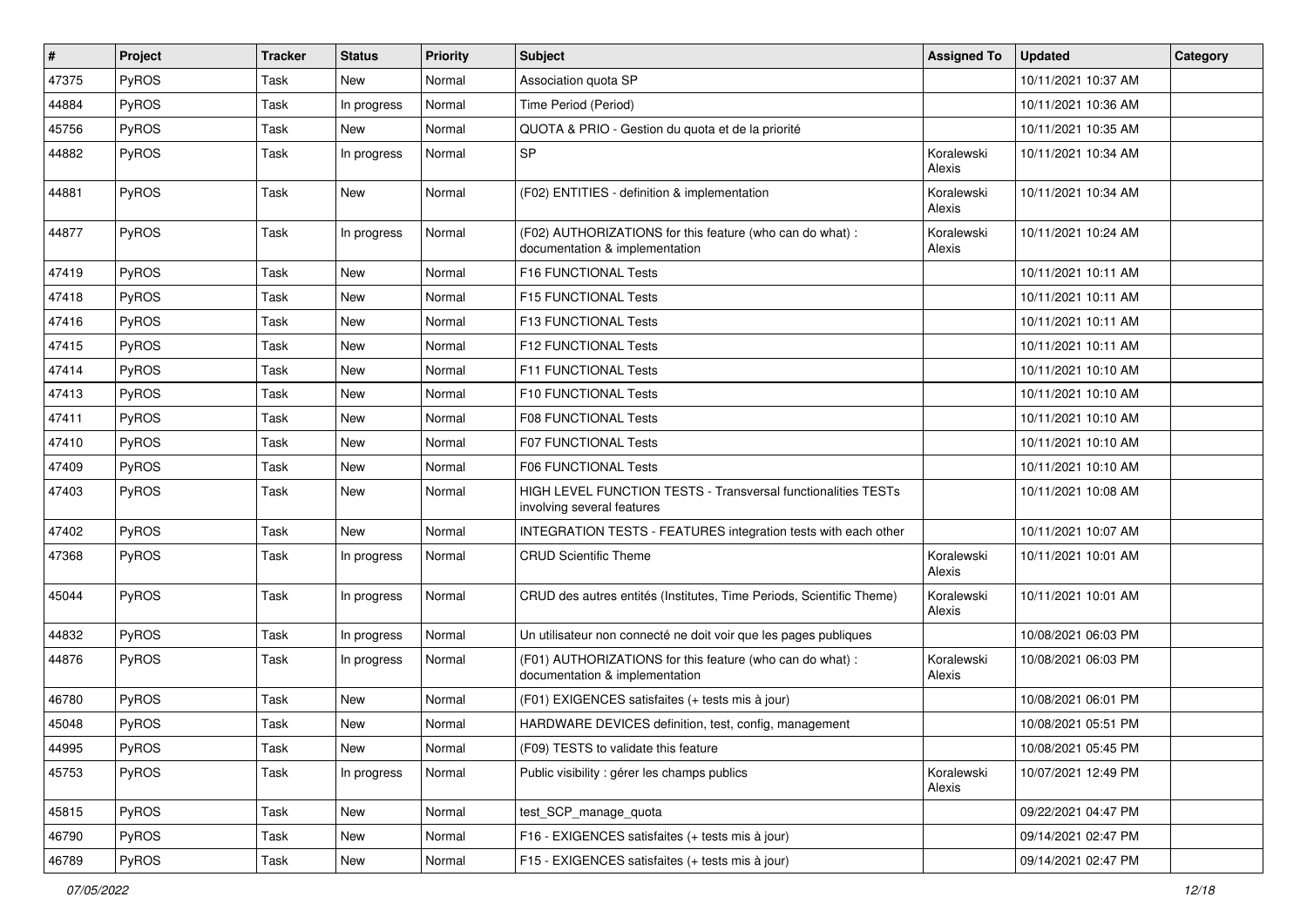| # | Project | Tracker | Status | Priority | Subject | Assigned To | Updated | Category |
|---|---|---|---|---|---|---|---|---|
| 47375 | PyROS | Task | New | Normal | Association quota SP | | 10/11/2021 10:37 AM | |
| 44884 | PyROS | Task | In progress | Normal | Time Period (Period) | | 10/11/2021 10:36 AM | |
| 45756 | PyROS | Task | New | Normal | QUOTA & PRIO - Gestion du quota et de la priorité | | 10/11/2021 10:35 AM | |
| 44882 | PyROS | Task | In progress | Normal | SP | Koralewski Alexis | 10/11/2021 10:34 AM | |
| 44881 | PyROS | Task | New | Normal | (F02) ENTITIES - definition & implementation | Koralewski Alexis | 10/11/2021 10:34 AM | |
| 44877 | PyROS | Task | In progress | Normal | (F02) AUTHORIZATIONS for this feature (who can do what) : documentation & implementation | Koralewski Alexis | 10/11/2021 10:24 AM | |
| 47419 | PyROS | Task | New | Normal | F16 FUNCTIONAL Tests | | 10/11/2021 10:11 AM | |
| 47418 | PyROS | Task | New | Normal | F15 FUNCTIONAL Tests | | 10/11/2021 10:11 AM | |
| 47416 | PyROS | Task | New | Normal | F13 FUNCTIONAL Tests | | 10/11/2021 10:11 AM | |
| 47415 | PyROS | Task | New | Normal | F12 FUNCTIONAL Tests | | 10/11/2021 10:11 AM | |
| 47414 | PyROS | Task | New | Normal | F11 FUNCTIONAL Tests | | 10/11/2021 10:10 AM | |
| 47413 | PyROS | Task | New | Normal | F10 FUNCTIONAL Tests | | 10/11/2021 10:10 AM | |
| 47411 | PyROS | Task | New | Normal | F08 FUNCTIONAL Tests | | 10/11/2021 10:10 AM | |
| 47410 | PyROS | Task | New | Normal | F07 FUNCTIONAL Tests | | 10/11/2021 10:10 AM | |
| 47409 | PyROS | Task | New | Normal | F06 FUNCTIONAL Tests | | 10/11/2021 10:10 AM | |
| 47403 | PyROS | Task | New | Normal | HIGH LEVEL FUNCTION TESTS - Transversal functionalities TESTs involving several features | | 10/11/2021 10:08 AM | |
| 47402 | PyROS | Task | New | Normal | INTEGRATION TESTS - FEATURES integration tests with each other | | 10/11/2021 10:07 AM | |
| 47368 | PyROS | Task | In progress | Normal | CRUD Scientific Theme | Koralewski Alexis | 10/11/2021 10:01 AM | |
| 45044 | PyROS | Task | In progress | Normal | CRUD des autres entités (Institutes, Time Periods, Scientific Theme) | Koralewski Alexis | 10/11/2021 10:01 AM | |
| 44832 | PyROS | Task | In progress | Normal | Un utilisateur non connecté ne doit voir que les pages publiques | | 10/08/2021 06:03 PM | |
| 44876 | PyROS | Task | In progress | Normal | (F01) AUTHORIZATIONS for this feature (who can do what) : documentation & implementation | Koralewski Alexis | 10/08/2021 06:03 PM | |
| 46780 | PyROS | Task | New | Normal | (F01) EXIGENCES satisfaites (+ tests mis à jour) | | 10/08/2021 06:01 PM | |
| 45048 | PyROS | Task | New | Normal | HARDWARE DEVICES definition, test, config, management | | 10/08/2021 05:51 PM | |
| 44995 | PyROS | Task | New | Normal | (F09) TESTS to validate this feature | | 10/08/2021 05:45 PM | |
| 45753 | PyROS | Task | In progress | Normal | Public visibility : gérer les champs publics | Koralewski Alexis | 10/07/2021 12:49 PM | |
| 45815 | PyROS | Task | New | Normal | test_SCP_manage_quota | | 09/22/2021 04:47 PM | |
| 46790 | PyROS | Task | New | Normal | F16 - EXIGENCES satisfaites (+ tests mis à jour) | | 09/14/2021 02:47 PM | |
| 46789 | PyROS | Task | New | Normal | F15 - EXIGENCES satisfaites (+ tests mis à jour) | | 09/14/2021 02:47 PM | |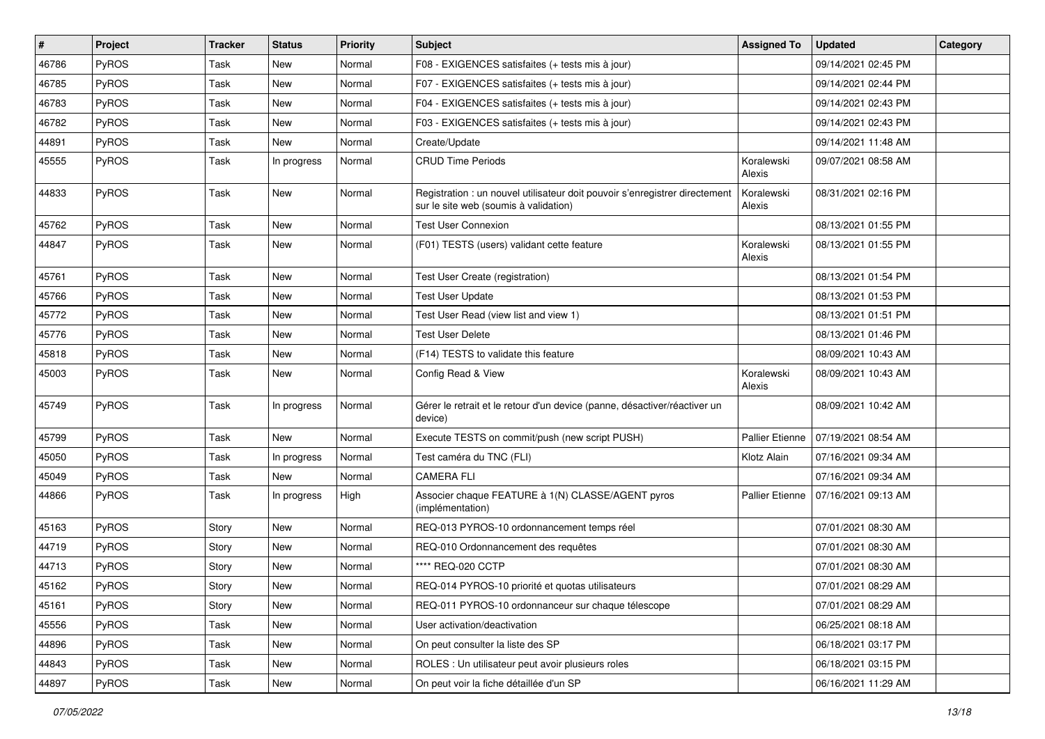| # | Project | Tracker | Status | Priority | Subject | Assigned To | Updated | Category |
|---|---|---|---|---|---|---|---|---|
| 46786 | PyROS | Task | New | Normal | F08 - EXIGENCES satisfaites (+ tests mis à jour) | | 09/14/2021 02:45 PM | |
| 46785 | PyROS | Task | New | Normal | F07 - EXIGENCES satisfaites (+ tests mis à jour) | | 09/14/2021 02:44 PM | |
| 46783 | PyROS | Task | New | Normal | F04 - EXIGENCES satisfaites (+ tests mis à jour) | | 09/14/2021 02:43 PM | |
| 46782 | PyROS | Task | New | Normal | F03 - EXIGENCES satisfaites (+ tests mis à jour) | | 09/14/2021 02:43 PM | |
| 44891 | PyROS | Task | New | Normal | Create/Update | | 09/14/2021 11:48 AM | |
| 45555 | PyROS | Task | In progress | Normal | CRUD Time Periods | Koralewski Alexis | 09/07/2021 08:58 AM | |
| 44833 | PyROS | Task | New | Normal | Registration : un nouvel utilisateur doit pouvoir s'enregistrer directement sur le site web (soumis à validation) | Koralewski Alexis | 08/31/2021 02:16 PM | |
| 45762 | PyROS | Task | New | Normal | Test User Connexion | | 08/13/2021 01:55 PM | |
| 44847 | PyROS | Task | New | Normal | (F01) TESTS (users) validant cette feature | Koralewski Alexis | 08/13/2021 01:55 PM | |
| 45761 | PyROS | Task | New | Normal | Test User Create (registration) | | 08/13/2021 01:54 PM | |
| 45766 | PyROS | Task | New | Normal | Test User Update | | 08/13/2021 01:53 PM | |
| 45772 | PyROS | Task | New | Normal | Test User Read (view list and view 1) | | 08/13/2021 01:51 PM | |
| 45776 | PyROS | Task | New | Normal | Test User Delete | | 08/13/2021 01:46 PM | |
| 45818 | PyROS | Task | New | Normal | (F14) TESTS to validate this feature | | 08/09/2021 10:43 AM | |
| 45003 | PyROS | Task | New | Normal | Config Read & View | Koralewski Alexis | 08/09/2021 10:43 AM | |
| 45749 | PyROS | Task | In progress | Normal | Gérer le retrait et le retour d'un device (panne, désactiver/réactiver un device) | | 08/09/2021 10:42 AM | |
| 45799 | PyROS | Task | New | Normal | Execute TESTS on commit/push (new script PUSH) | Pallier Etienne | 07/19/2021 08:54 AM | |
| 45050 | PyROS | Task | In progress | Normal | Test caméra du TNC (FLI) | Klotz Alain | 07/16/2021 09:34 AM | |
| 45049 | PyROS | Task | New | Normal | CAMERA FLI | | 07/16/2021 09:34 AM | |
| 44866 | PyROS | Task | In progress | High | Associer chaque FEATURE à 1(N) CLASSE/AGENT pyros (implémentation) | Pallier Etienne | 07/16/2021 09:13 AM | |
| 45163 | PyROS | Story | New | Normal | REQ-013 PYROS-10 ordonnancement temps réel | | 07/01/2021 08:30 AM | |
| 44719 | PyROS | Story | New | Normal | REQ-010 Ordonnancement des requêtes | | 07/01/2021 08:30 AM | |
| 44713 | PyROS | Story | New | Normal | **** REQ-020 CCTP | | 07/01/2021 08:30 AM | |
| 45162 | PyROS | Story | New | Normal | REQ-014 PYROS-10 priorité et quotas utilisateurs | | 07/01/2021 08:29 AM | |
| 45161 | PyROS | Story | New | Normal | REQ-011 PYROS-10 ordonnanceur sur chaque télescope | | 07/01/2021 08:29 AM | |
| 45556 | PyROS | Task | New | Normal | User activation/deactivation | | 06/25/2021 08:18 AM | |
| 44896 | PyROS | Task | New | Normal | On peut consulter la liste des SP | | 06/18/2021 03:17 PM | |
| 44843 | PyROS | Task | New | Normal | ROLES : Un utilisateur peut avoir plusieurs roles | | 06/18/2021 03:15 PM | |
| 44897 | PyROS | Task | New | Normal | On peut voir la fiche détaillée d'un SP | | 06/16/2021 11:29 AM | |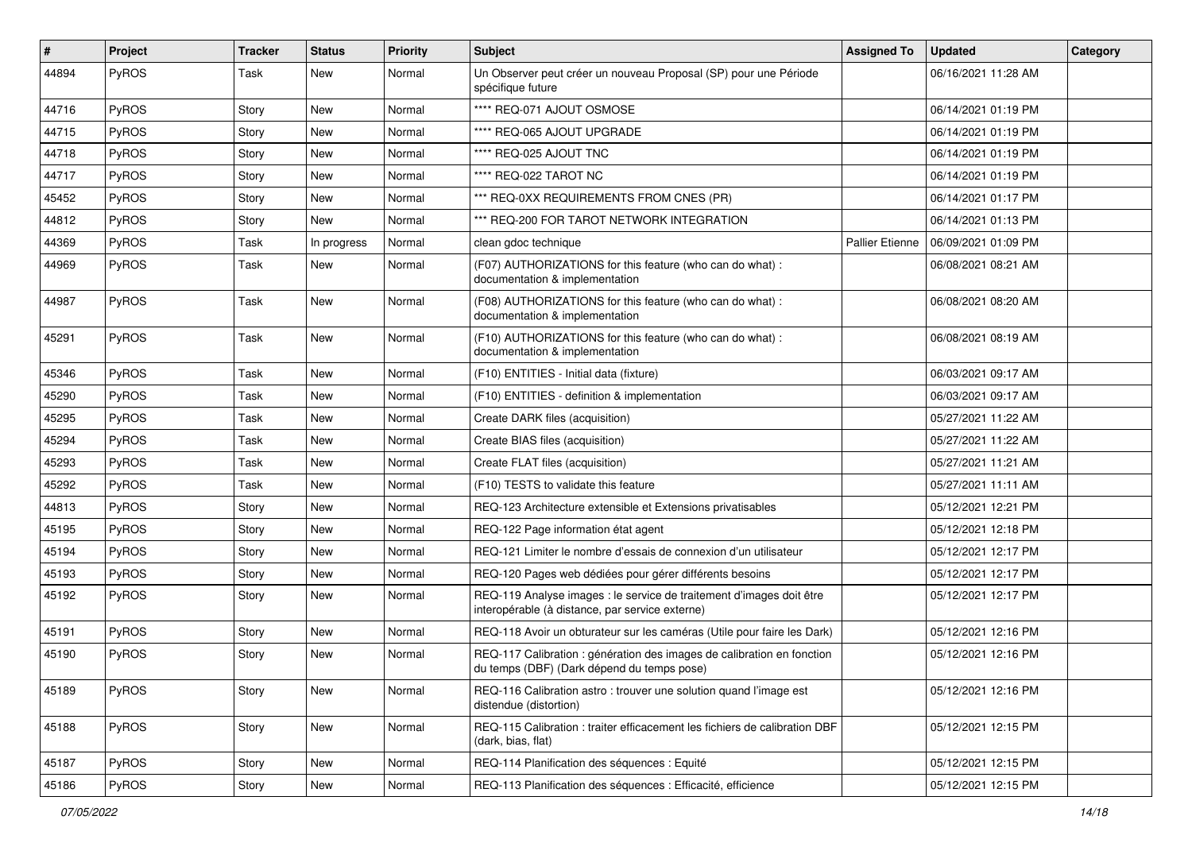| # | Project | Tracker | Status | Priority | Subject | Assigned To | Updated | Category |
|---|---|---|---|---|---|---|---|---|
| 44894 | PyROS | Task | New | Normal | Un Observer peut créer un nouveau Proposal (SP) pour une Période spécifique future | | 06/16/2021 11:28 AM | |
| 44716 | PyROS | Story | New | Normal | **** REQ-071 AJOUT OSMOSE | | 06/14/2021 01:19 PM | |
| 44715 | PyROS | Story | New | Normal | **** REQ-065 AJOUT UPGRADE | | 06/14/2021 01:19 PM | |
| 44718 | PyROS | Story | New | Normal | **** REQ-025 AJOUT TNC | | 06/14/2021 01:19 PM | |
| 44717 | PyROS | Story | New | Normal | **** REQ-022 TAROT NC | | 06/14/2021 01:19 PM | |
| 45452 | PyROS | Story | New | Normal | *** REQ-0XX REQUIREMENTS FROM CNES (PR) | | 06/14/2021 01:17 PM | |
| 44812 | PyROS | Story | New | Normal | *** REQ-200 FOR TAROT NETWORK INTEGRATION | | 06/14/2021 01:13 PM | |
| 44369 | PyROS | Task | In progress | Normal | clean gdoc technique | Pallier Etienne | 06/09/2021 01:09 PM | |
| 44969 | PyROS | Task | New | Normal | (F07) AUTHORIZATIONS for this feature (who can do what) : documentation & implementation | | 06/08/2021 08:21 AM | |
| 44987 | PyROS | Task | New | Normal | (F08) AUTHORIZATIONS for this feature (who can do what) : documentation & implementation | | 06/08/2021 08:20 AM | |
| 45291 | PyROS | Task | New | Normal | (F10) AUTHORIZATIONS for this feature (who can do what) : documentation & implementation | | 06/08/2021 08:19 AM | |
| 45346 | PyROS | Task | New | Normal | (F10) ENTITIES - Initial data (fixture) | | 06/03/2021 09:17 AM | |
| 45290 | PyROS | Task | New | Normal | (F10) ENTITIES - definition & implementation | | 06/03/2021 09:17 AM | |
| 45295 | PyROS | Task | New | Normal | Create DARK files (acquisition) | | 05/27/2021 11:22 AM | |
| 45294 | PyROS | Task | New | Normal | Create BIAS files (acquisition) | | 05/27/2021 11:22 AM | |
| 45293 | PyROS | Task | New | Normal | Create FLAT files (acquisition) | | 05/27/2021 11:21 AM | |
| 45292 | PyROS | Task | New | Normal | (F10) TESTS to validate this feature | | 05/27/2021 11:11 AM | |
| 44813 | PyROS | Story | New | Normal | REQ-123 Architecture extensible et Extensions privatisables | | 05/12/2021 12:21 PM | |
| 45195 | PyROS | Story | New | Normal | REQ-122 Page information état agent | | 05/12/2021 12:18 PM | |
| 45194 | PyROS | Story | New | Normal | REQ-121 Limiter le nombre d'essais de connexion d'un utilisateur | | 05/12/2021 12:17 PM | |
| 45193 | PyROS | Story | New | Normal | REQ-120 Pages web dédiées pour gérer différents besoins | | 05/12/2021 12:17 PM | |
| 45192 | PyROS | Story | New | Normal | REQ-119 Analyse images : le service de traitement d'images doit être interopérable (à distance, par service externe) | | 05/12/2021 12:17 PM | |
| 45191 | PyROS | Story | New | Normal | REQ-118 Avoir un obturateur sur les caméras (Utile pour faire les Dark) | | 05/12/2021 12:16 PM | |
| 45190 | PyROS | Story | New | Normal | REQ-117 Calibration : génération des images de calibration en fonction du temps (DBF) (Dark dépend du temps pose) | | 05/12/2021 12:16 PM | |
| 45189 | PyROS | Story | New | Normal | REQ-116 Calibration astro : trouver une solution quand l'image est distendue (distortion) | | 05/12/2021 12:16 PM | |
| 45188 | PyROS | Story | New | Normal | REQ-115 Calibration : traiter efficacement les fichiers de calibration DBF (dark, bias, flat) | | 05/12/2021 12:15 PM | |
| 45187 | PyROS | Story | New | Normal | REQ-114 Planification des séquences : Equité | | 05/12/2021 12:15 PM | |
| 45186 | PyROS | Story | New | Normal | REQ-113 Planification des séquences : Efficacité, efficience | | 05/12/2021 12:15 PM | |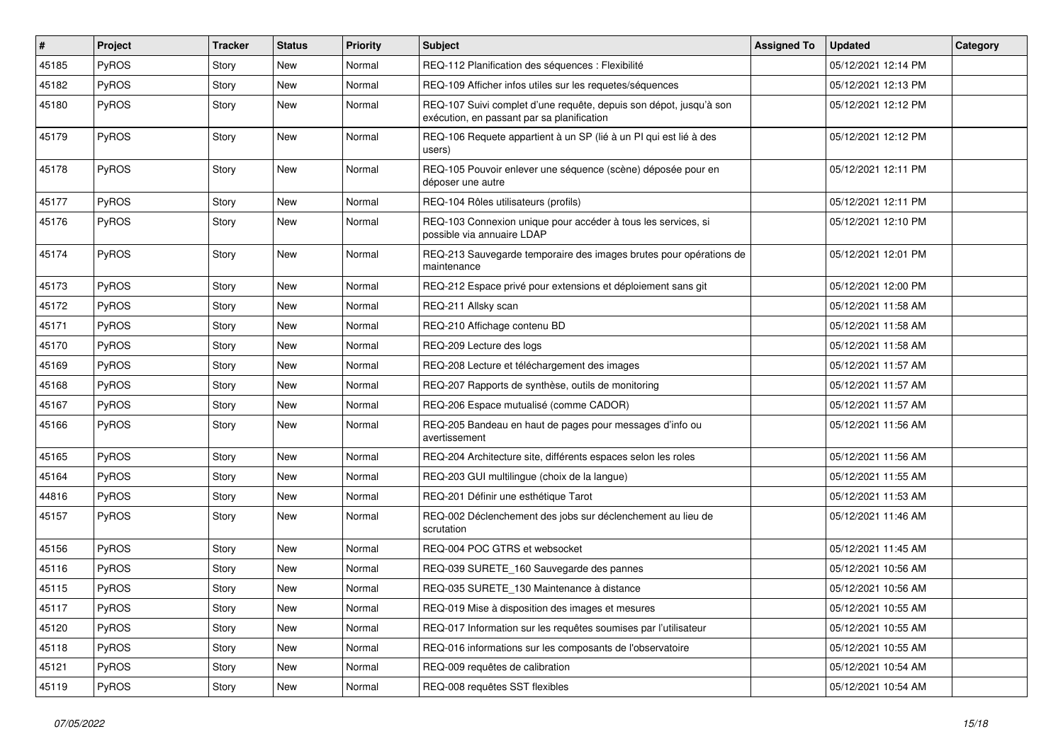| # | Project | Tracker | Status | Priority | Subject | Assigned To | Updated | Category |
|---|---|---|---|---|---|---|---|---|
| 45185 | PyROS | Story | New | Normal | REQ-112 Planification des séquences : Flexibilité | | 05/12/2021 12:14 PM | |
| 45182 | PyROS | Story | New | Normal | REQ-109 Afficher infos utiles sur les requetes/séquences | | 05/12/2021 12:13 PM | |
| 45180 | PyROS | Story | New | Normal | REQ-107 Suivi complet d'une requête, depuis son dépot, jusqu'à son exécution, en passant par sa planification | | 05/12/2021 12:12 PM | |
| 45179 | PyROS | Story | New | Normal | REQ-106 Requete appartient à un SP (lié à un PI qui est lié à des users) | | 05/12/2021 12:12 PM | |
| 45178 | PyROS | Story | New | Normal | REQ-105 Pouvoir enlever une séquence (scène) déposée pour en déposer une autre | | 05/12/2021 12:11 PM | |
| 45177 | PyROS | Story | New | Normal | REQ-104 Rôles utilisateurs (profils) | | 05/12/2021 12:11 PM | |
| 45176 | PyROS | Story | New | Normal | REQ-103 Connexion unique pour accéder à tous les services, si possible via annuaire LDAP | | 05/12/2021 12:10 PM | |
| 45174 | PyROS | Story | New | Normal | REQ-213 Sauvegarde temporaire des images brutes pour opérations de maintenance | | 05/12/2021 12:01 PM | |
| 45173 | PyROS | Story | New | Normal | REQ-212 Espace privé pour extensions et déploiement sans git | | 05/12/2021 12:00 PM | |
| 45172 | PyROS | Story | New | Normal | REQ-211 Allsky scan | | 05/12/2021 11:58 AM | |
| 45171 | PyROS | Story | New | Normal | REQ-210 Affichage contenu BD | | 05/12/2021 11:58 AM | |
| 45170 | PyROS | Story | New | Normal | REQ-209 Lecture des logs | | 05/12/2021 11:58 AM | |
| 45169 | PyROS | Story | New | Normal | REQ-208 Lecture et téléchargement des images | | 05/12/2021 11:57 AM | |
| 45168 | PyROS | Story | New | Normal | REQ-207 Rapports de synthèse, outils de monitoring | | 05/12/2021 11:57 AM | |
| 45167 | PyROS | Story | New | Normal | REQ-206 Espace mutualisé (comme CADOR) | | 05/12/2021 11:57 AM | |
| 45166 | PyROS | Story | New | Normal | REQ-205 Bandeau en haut de pages pour messages d'info ou avertissement | | 05/12/2021 11:56 AM | |
| 45165 | PyROS | Story | New | Normal | REQ-204 Architecture site, différents espaces selon les roles | | 05/12/2021 11:56 AM | |
| 45164 | PyROS | Story | New | Normal | REQ-203 GUI multilingue (choix de la langue) | | 05/12/2021 11:55 AM | |
| 44816 | PyROS | Story | New | Normal | REQ-201 Définir une esthétique Tarot | | 05/12/2021 11:53 AM | |
| 45157 | PyROS | Story | New | Normal | REQ-002 Déclenchement des jobs sur déclenchement au lieu de scrutation | | 05/12/2021 11:46 AM | |
| 45156 | PyROS | Story | New | Normal | REQ-004 POC GTRS et websocket | | 05/12/2021 11:45 AM | |
| 45116 | PyROS | Story | New | Normal | REQ-039 SURETE_160 Sauvegarde des pannes | | 05/12/2021 10:56 AM | |
| 45115 | PyROS | Story | New | Normal | REQ-035 SURETE_130 Maintenance à distance | | 05/12/2021 10:56 AM | |
| 45117 | PyROS | Story | New | Normal | REQ-019 Mise à disposition des images et mesures | | 05/12/2021 10:55 AM | |
| 45120 | PyROS | Story | New | Normal | REQ-017 Information sur les requêtes soumises par l'utilisateur | | 05/12/2021 10:55 AM | |
| 45118 | PyROS | Story | New | Normal | REQ-016 informations sur les composants de l'observatoire | | 05/12/2021 10:55 AM | |
| 45121 | PyROS | Story | New | Normal | REQ-009 requêtes de calibration | | 05/12/2021 10:54 AM | |
| 45119 | PyROS | Story | New | Normal | REQ-008 requêtes SST flexibles | | 05/12/2021 10:54 AM | |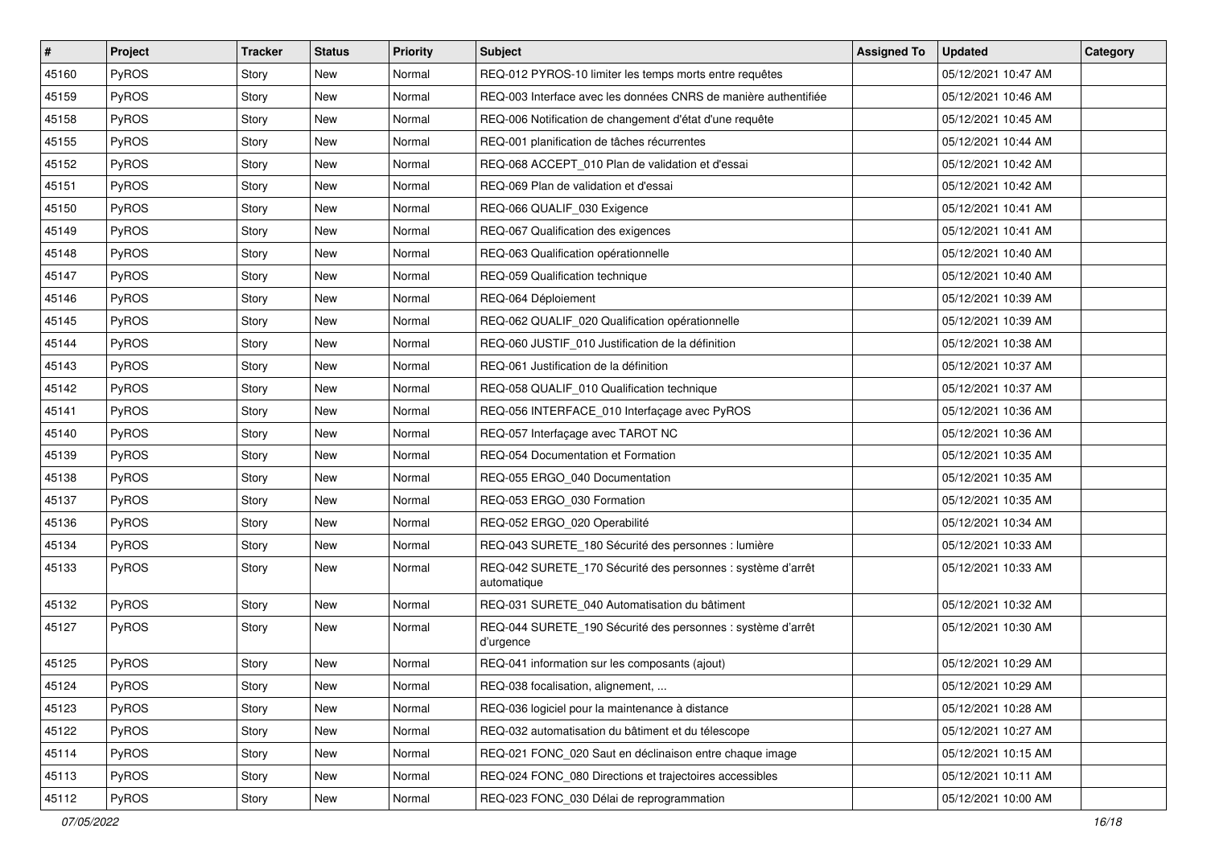| # | Project | Tracker | Status | Priority | Subject | Assigned To | Updated | Category |
|---|---|---|---|---|---|---|---|---|
| 45160 | PyROS | Story | New | Normal | REQ-012 PYROS-10 limiter les temps morts entre requêtes | | 05/12/2021 10:47 AM | |
| 45159 | PyROS | Story | New | Normal | REQ-003 Interface avec les données CNRS de manière authentifiée | | 05/12/2021 10:46 AM | |
| 45158 | PyROS | Story | New | Normal | REQ-006 Notification de changement d'état d'une requête | | 05/12/2021 10:45 AM | |
| 45155 | PyROS | Story | New | Normal | REQ-001 planification de tâches récurrentes | | 05/12/2021 10:44 AM | |
| 45152 | PyROS | Story | New | Normal | REQ-068 ACCEPT_010 Plan de validation et d'essai | | 05/12/2021 10:42 AM | |
| 45151 | PyROS | Story | New | Normal | REQ-069 Plan de validation et d'essai | | 05/12/2021 10:42 AM | |
| 45150 | PyROS | Story | New | Normal | REQ-066 QUALIF_030 Exigence | | 05/12/2021 10:41 AM | |
| 45149 | PyROS | Story | New | Normal | REQ-067 Qualification des exigences | | 05/12/2021 10:41 AM | |
| 45148 | PyROS | Story | New | Normal | REQ-063 Qualification opérationnelle | | 05/12/2021 10:40 AM | |
| 45147 | PyROS | Story | New | Normal | REQ-059 Qualification technique | | 05/12/2021 10:40 AM | |
| 45146 | PyROS | Story | New | Normal | REQ-064 Déploiement | | 05/12/2021 10:39 AM | |
| 45145 | PyROS | Story | New | Normal | REQ-062 QUALIF_020 Qualification opérationnelle | | 05/12/2021 10:39 AM | |
| 45144 | PyROS | Story | New | Normal | REQ-060 JUSTIF_010 Justification de la définition | | 05/12/2021 10:38 AM | |
| 45143 | PyROS | Story | New | Normal | REQ-061 Justification de la définition | | 05/12/2021 10:37 AM | |
| 45142 | PyROS | Story | New | Normal | REQ-058 QUALIF_010 Qualification technique | | 05/12/2021 10:37 AM | |
| 45141 | PyROS | Story | New | Normal | REQ-056 INTERFACE_010 Interfaçage avec PyROS | | 05/12/2021 10:36 AM | |
| 45140 | PyROS | Story | New | Normal | REQ-057 Interfaçage avec TAROT NC | | 05/12/2021 10:36 AM | |
| 45139 | PyROS | Story | New | Normal | REQ-054 Documentation et Formation | | 05/12/2021 10:35 AM | |
| 45138 | PyROS | Story | New | Normal | REQ-055 ERGO_040 Documentation | | 05/12/2021 10:35 AM | |
| 45137 | PyROS | Story | New | Normal | REQ-053 ERGO_030 Formation | | 05/12/2021 10:35 AM | |
| 45136 | PyROS | Story | New | Normal | REQ-052 ERGO_020 Operabilité | | 05/12/2021 10:34 AM | |
| 45134 | PyROS | Story | New | Normal | REQ-043 SURETE_180 Sécurité des personnes : lumière | | 05/12/2021 10:33 AM | |
| 45133 | PyROS | Story | New | Normal | REQ-042 SURETE_170 Sécurité des personnes : système d'arrêt automatique | | 05/12/2021 10:33 AM | |
| 45132 | PyROS | Story | New | Normal | REQ-031 SURETE_040 Automatisation du bâtiment | | 05/12/2021 10:32 AM | |
| 45127 | PyROS | Story | New | Normal | REQ-044 SURETE_190 Sécurité des personnes : système d'arrêt d'urgence | | 05/12/2021 10:30 AM | |
| 45125 | PyROS | Story | New | Normal | REQ-041 information sur les composants (ajout) | | 05/12/2021 10:29 AM | |
| 45124 | PyROS | Story | New | Normal | REQ-038 focalisation, alignement, ... | | 05/12/2021 10:29 AM | |
| 45123 | PyROS | Story | New | Normal | REQ-036 logiciel pour la maintenance à distance | | 05/12/2021 10:28 AM | |
| 45122 | PyROS | Story | New | Normal | REQ-032 automatisation du bâtiment et du télescope | | 05/12/2021 10:27 AM | |
| 45114 | PyROS | Story | New | Normal | REQ-021 FONC_020 Saut en déclinaison entre chaque image | | 05/12/2021 10:15 AM | |
| 45113 | PyROS | Story | New | Normal | REQ-024 FONC_080 Directions et trajectoires accessibles | | 05/12/2021 10:11 AM | |
| 45112 | PyROS | Story | New | Normal | REQ-023 FONC_030 Délai de reprogrammation | | 05/12/2021 10:00 AM | |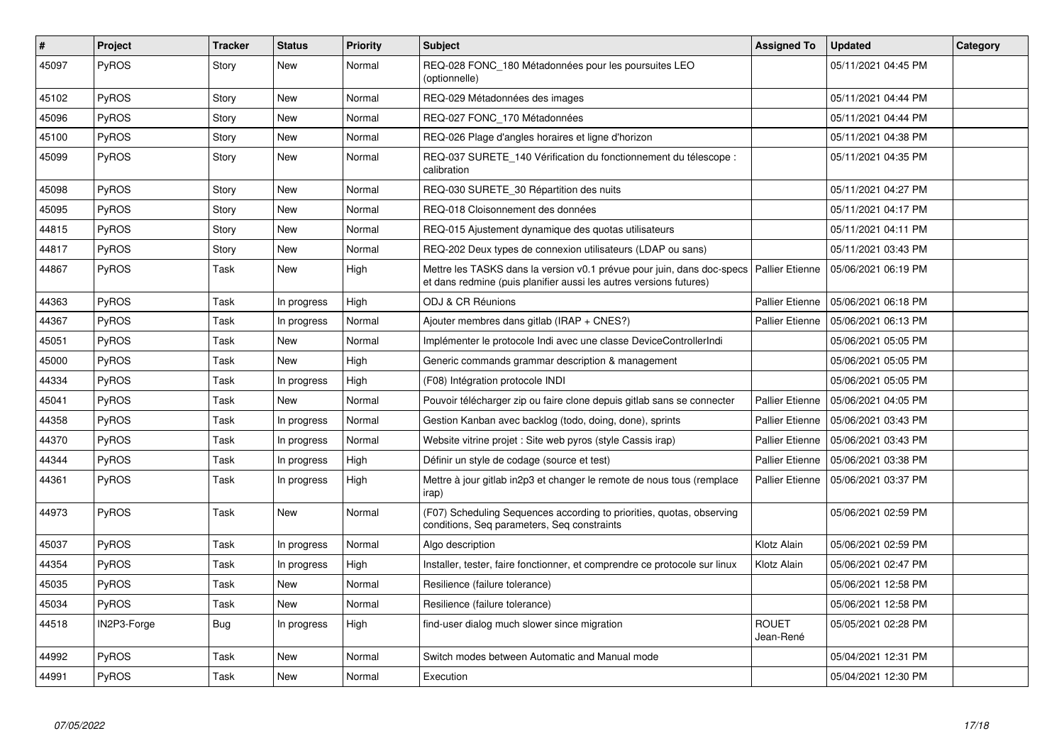| # | Project | Tracker | Status | Priority | Subject | Assigned To | Updated | Category |
|---|---|---|---|---|---|---|---|---|
| 45097 | PyROS | Story | New | Normal | REQ-028 FONC_180 Métadonnées pour les poursuites LEO (optionnelle) | | 05/11/2021 04:45 PM | |
| 45102 | PyROS | Story | New | Normal | REQ-029 Métadonnées des images | | 05/11/2021 04:44 PM | |
| 45096 | PyROS | Story | New | Normal | REQ-027 FONC_170 Métadonnées | | 05/11/2021 04:44 PM | |
| 45100 | PyROS | Story | New | Normal | REQ-026 Plage d'angles horaires et ligne d'horizon | | 05/11/2021 04:38 PM | |
| 45099 | PyROS | Story | New | Normal | REQ-037 SURETE_140 Vérification du fonctionnement du télescope : calibration | | 05/11/2021 04:35 PM | |
| 45098 | PyROS | Story | New | Normal | REQ-030 SURETE_30 Répartition des nuits | | 05/11/2021 04:27 PM | |
| 45095 | PyROS | Story | New | Normal | REQ-018 Cloisonnement des données | | 05/11/2021 04:17 PM | |
| 44815 | PyROS | Story | New | Normal | REQ-015 Ajustement dynamique des quotas utilisateurs | | 05/11/2021 04:11 PM | |
| 44817 | PyROS | Story | New | Normal | REQ-202 Deux types de connexion utilisateurs (LDAP ou sans) | | 05/11/2021 03:43 PM | |
| 44867 | PyROS | Task | New | High | Mettre les TASKS dans la version v0.1 prévue pour juin, dans doc-specs et dans redmine (puis planifier aussi les autres versions futures) | Pallier Etienne | 05/06/2021 06:19 PM | |
| 44363 | PyROS | Task | In progress | High | ODJ & CR Réunions | Pallier Etienne | 05/06/2021 06:18 PM | |
| 44367 | PyROS | Task | In progress | Normal | Ajouter membres dans gitlab (IRAP + CNES?) | Pallier Etienne | 05/06/2021 06:13 PM | |
| 45051 | PyROS | Task | New | Normal | Implémenter le protocole Indi avec une classe DeviceControllerIndi | | 05/06/2021 05:05 PM | |
| 45000 | PyROS | Task | New | High | Generic commands grammar description & management | | 05/06/2021 05:05 PM | |
| 44334 | PyROS | Task | In progress | High | (F08) Intégration protocole INDI | | 05/06/2021 05:05 PM | |
| 45041 | PyROS | Task | New | Normal | Pouvoir télécharger zip ou faire clone depuis gitlab sans se connecter | Pallier Etienne | 05/06/2021 04:05 PM | |
| 44358 | PyROS | Task | In progress | Normal | Gestion Kanban avec backlog (todo, doing, done), sprints | Pallier Etienne | 05/06/2021 03:43 PM | |
| 44370 | PyROS | Task | In progress | Normal | Website vitrine projet : Site web pyros (style Cassis irap) | Pallier Etienne | 05/06/2021 03:43 PM | |
| 44344 | PyROS | Task | In progress | High | Définir un style de codage (source et test) | Pallier Etienne | 05/06/2021 03:38 PM | |
| 44361 | PyROS | Task | In progress | High | Mettre à jour gitlab in2p3 et changer le remote de nous tous (remplace irap) | Pallier Etienne | 05/06/2021 03:37 PM | |
| 44973 | PyROS | Task | New | Normal | (F07) Scheduling Sequences according to priorities, quotas, observing conditions, Seq parameters, Seq constraints | | 05/06/2021 02:59 PM | |
| 45037 | PyROS | Task | In progress | Normal | Algo description | Klotz Alain | 05/06/2021 02:59 PM | |
| 44354 | PyROS | Task | In progress | High | Installer, tester, faire fonctionner, et comprendre ce protocole sur linux | Klotz Alain | 05/06/2021 02:47 PM | |
| 45035 | PyROS | Task | New | Normal | Resilience (failure tolerance) | | 05/06/2021 12:58 PM | |
| 45034 | PyROS | Task | New | Normal | Resilience (failure tolerance) | | 05/06/2021 12:58 PM | |
| 44518 | IN2P3-Forge | Bug | In progress | High | find-user dialog much slower since migration | ROUET Jean-René | 05/05/2021 02:28 PM | |
| 44992 | PyROS | Task | New | Normal | Switch modes between Automatic and Manual mode | | 05/04/2021 12:31 PM | |
| 44991 | PyROS | Task | New | Normal | Execution | | 05/04/2021 12:30 PM | |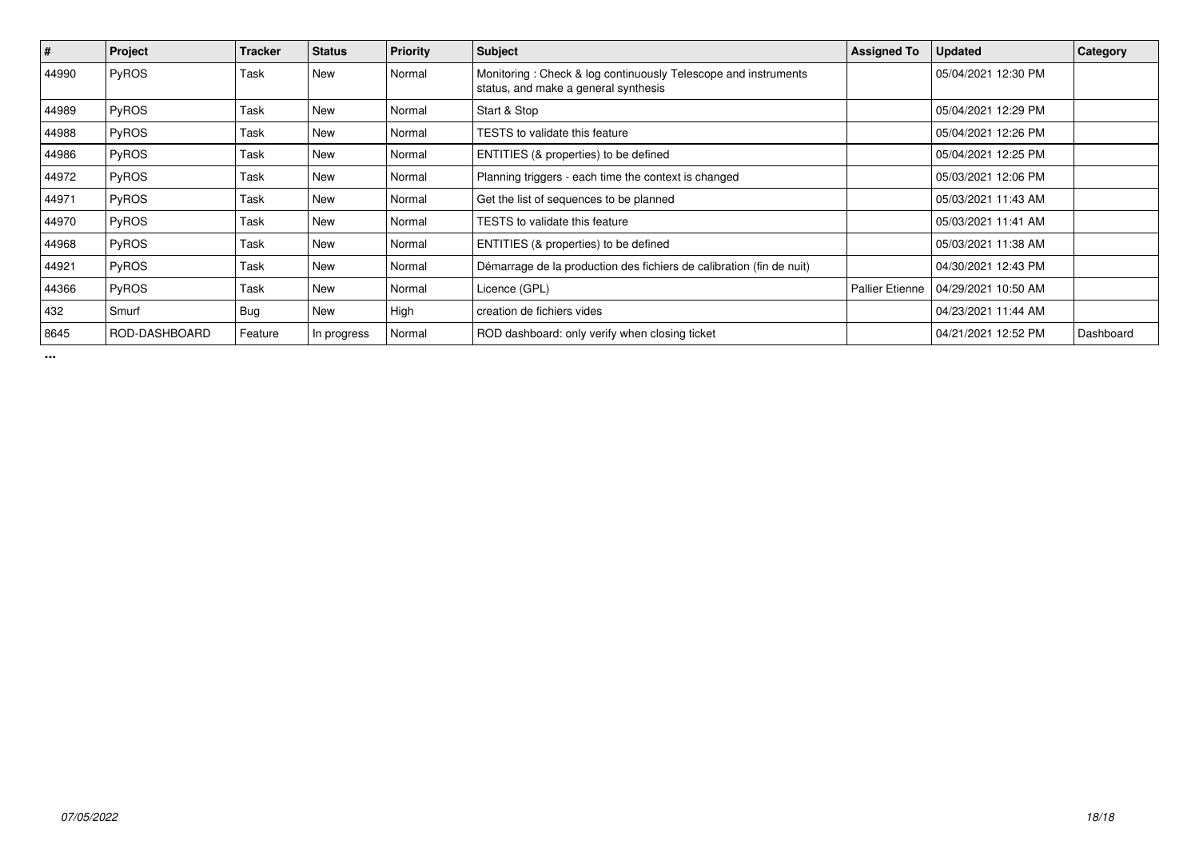| # | Project | Tracker | Status | Priority | Subject | Assigned To | Updated | Category |
|---|---|---|---|---|---|---|---|---|
| 44990 | PyROS | Task | New | Normal | Monitoring : Check & log continuously Telescope and instruments status, and make a general synthesis | | 05/04/2021 12:30 PM | |
| 44989 | PyROS | Task | New | Normal | Start & Stop | | 05/04/2021 12:29 PM | |
| 44988 | PyROS | Task | New | Normal | TESTS to validate this feature | | 05/04/2021 12:26 PM | |
| 44986 | PyROS | Task | New | Normal | ENTITIES (& properties) to be defined | | 05/04/2021 12:25 PM | |
| 44972 | PyROS | Task | New | Normal | Planning triggers - each time the context is changed | | 05/03/2021 12:06 PM | |
| 44971 | PyROS | Task | New | Normal | Get the list of sequences to be planned | | 05/03/2021 11:43 AM | |
| 44970 | PyROS | Task | New | Normal | TESTS to validate this feature | | 05/03/2021 11:41 AM | |
| 44968 | PyROS | Task | New | Normal | ENTITIES (& properties) to be defined | | 05/03/2021 11:38 AM | |
| 44921 | PyROS | Task | New | Normal | Démarrage de la production des fichiers de calibration (fin de nuit) | | 04/30/2021 12:43 PM | |
| 44366 | PyROS | Task | New | Normal | Licence (GPL) | Pallier Etienne | 04/29/2021 10:50 AM | |
| 432 | Smurf | Bug | New | High | creation de fichiers vides | | 04/23/2021 11:44 AM | |
| 8645 | ROD-DASHBOARD | Feature | In progress | Normal | ROD dashboard: only verify when closing ticket | | 04/21/2021 12:52 PM | Dashboard |

...